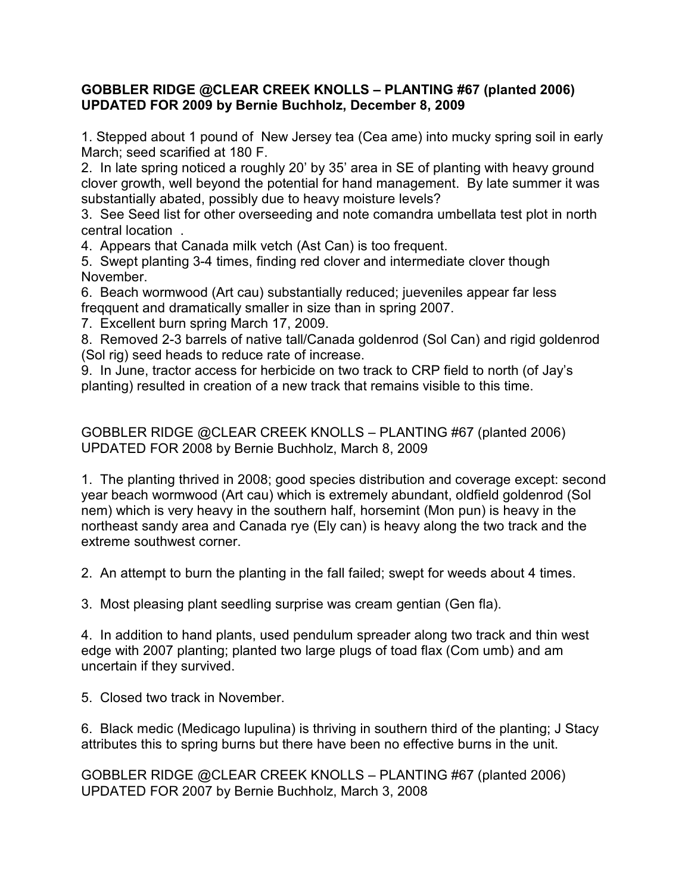**GOBBLER RIDGE @CLEAR CREEK KNOLLS – PLANTING #67 (planted 2006) UPDATED FOR 2009 by Bernie Buchholz, December 8, 2009**

1. Stepped about 1 pound of New Jersey tea (Cea ame) into mucky spring soil in early March; seed scarified at 180 F.
2. In late spring noticed a roughly 20' by 35' area in SE of planting with heavy ground clover growth, well beyond the potential for hand management. By late summer it was substantially abated, possibly due to heavy moisture levels?
3. See Seed list for other overseeding and note comandra umbellata test plot in north central location .
4. Appears that Canada milk vetch (Ast Can) is too frequent.
5. Swept planting 3-4 times, finding red clover and intermediate clover though November.
6. Beach wormwood (Art cau) substantially reduced; jueveniles appear far less freqquent and dramatically smaller in size than in spring 2007.
7. Excellent burn spring March 17, 2009.
8. Removed 2-3 barrels of native tall/Canada goldenrod (Sol Can) and rigid goldenrod (Sol rig) seed heads to reduce rate of increase.
9. In June, tractor access for herbicide on two track to CRP field to north (of Jay's planting) resulted in creation of a new track that remains visible to this time.

GOBBLER RIDGE @CLEAR CREEK KNOLLS – PLANTING #67 (planted 2006) UPDATED FOR 2008 by Bernie Buchholz, March 8, 2009

1. The planting thrived in 2008; good species distribution and coverage except: second year beach wormwood (Art cau) which is extremely abundant, oldfield goldenrod (Sol nem) which is very heavy in the southern half, horsemint (Mon pun) is heavy in the northeast sandy area and Canada rye (Ely can) is heavy along the two track and the extreme southwest corner.

2. An attempt to burn the planting in the fall failed; swept for weeds about 4 times.

3. Most pleasing plant seedling surprise was cream gentian (Gen fla).

4. In addition to hand plants, used pendulum spreader along two track and thin west edge with 2007 planting; planted two large plugs of toad flax (Com umb) and am uncertain if they survived.

5. Closed two track in November.

6. Black medic (Medicago lupulina) is thriving in southern third of the planting; J Stacy attributes this to spring burns but there have been no effective burns in the unit.

GOBBLER RIDGE @CLEAR CREEK KNOLLS – PLANTING #67 (planted 2006) UPDATED FOR 2007 by Bernie Buchholz, March 3, 2008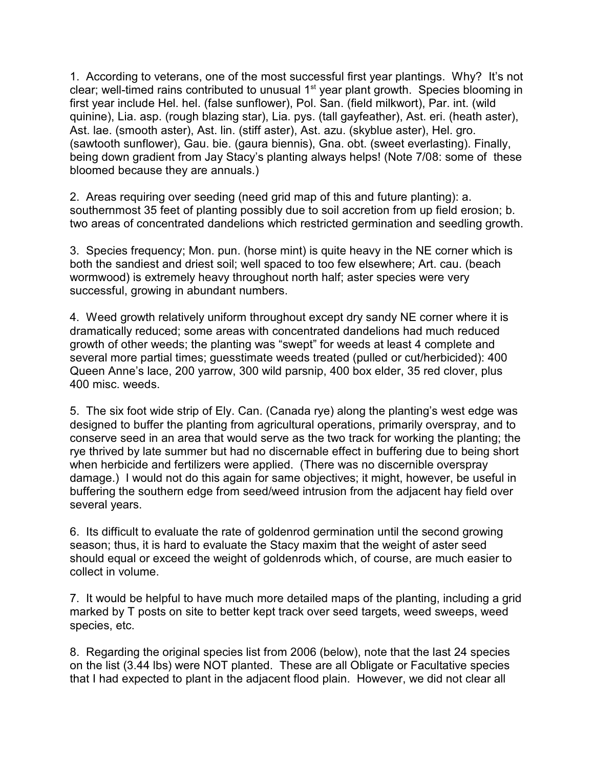1. According to veterans, one of the most successful first year plantings. Why? It's not clear; well-timed rains contributed to unusual 1st year plant growth. Species blooming in first year include Hel. hel. (false sunflower), Pol. San. (field milkwort), Par. int. (wild quinine), Lia. asp. (rough blazing star), Lia. pys. (tall gayfeather), Ast. eri. (heath aster), Ast. lae. (smooth aster), Ast. lin. (stiff aster), Ast. azu. (skyblue aster), Hel. gro. (sawtooth sunflower), Gau. bie. (gaura biennis), Gna. obt. (sweet everlasting). Finally, being down gradient from Jay Stacy's planting always helps! (Note 7/08: some of these bloomed because they are annuals.)

2. Areas requiring over seeding (need grid map of this and future planting): a. southernmost 35 feet of planting possibly due to soil accretion from up field erosion; b. two areas of concentrated dandelions which restricted germination and seedling growth.

3. Species frequency; Mon. pun. (horse mint) is quite heavy in the NE corner which is both the sandiest and driest soil; well spaced to too few elsewhere; Art. cau. (beach wormwood) is extremely heavy throughout north half; aster species were very successful, growing in abundant numbers.

4. Weed growth relatively uniform throughout except dry sandy NE corner where it is dramatically reduced; some areas with concentrated dandelions had much reduced growth of other weeds; the planting was "swept" for weeds at least 4 complete and several more partial times; guesstimate weeds treated (pulled or cut/herbicided): 400 Queen Anne's lace, 200 yarrow, 300 wild parsnip, 400 box elder, 35 red clover, plus 400 misc. weeds.

5. The six foot wide strip of Ely. Can. (Canada rye) along the planting's west edge was designed to buffer the planting from agricultural operations, primarily overspray, and to conserve seed in an area that would serve as the two track for working the planting; the rye thrived by late summer but had no discernable effect in buffering due to being short when herbicide and fertilizers were applied. (There was no discernible overspray damage.) I would not do this again for same objectives; it might, however, be useful in buffering the southern edge from seed/weed intrusion from the adjacent hay field over several years.

6. Its difficult to evaluate the rate of goldenrod germination until the second growing season; thus, it is hard to evaluate the Stacy maxim that the weight of aster seed should equal or exceed the weight of goldenrods which, of course, are much easier to collect in volume.

7. It would be helpful to have much more detailed maps of the planting, including a grid marked by T posts on site to better kept track over seed targets, weed sweeps, weed species, etc.

8. Regarding the original species list from 2006 (below), note that the last 24 species on the list (3.44 lbs) were NOT planted. These are all Obligate or Facultative species that I had expected to plant in the adjacent flood plain. However, we did not clear all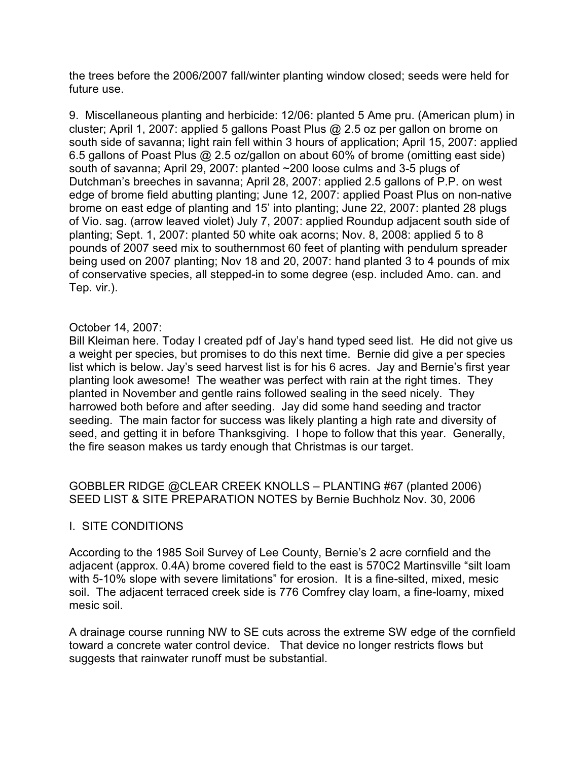the trees before the 2006/2007 fall/winter planting window closed; seeds were held for future use.

9. Miscellaneous planting and herbicide: 12/06: planted 5 Ame pru. (American plum) in cluster; April 1, 2007: applied 5 gallons Poast Plus @ 2.5 oz per gallon on brome on south side of savanna; light rain fell within 3 hours of application; April 15, 2007: applied 6.5 gallons of Poast Plus @ 2.5 oz/gallon on about 60% of brome (omitting east side) south of savanna; April 29, 2007: planted ~200 loose culms and 3-5 plugs of Dutchman's breeches in savanna; April 28, 2007: applied 2.5 gallons of P.P. on west edge of brome field abutting planting; June 12, 2007: applied Poast Plus on non-native brome on east edge of planting and 15' into planting; June 22, 2007: planted 28 plugs of Vio. sag. (arrow leaved violet) July 7, 2007: applied Roundup adjacent south side of planting; Sept. 1, 2007: planted 50 white oak acorns; Nov. 8, 2008: applied 5 to 8 pounds of 2007 seed mix to southernmost 60 feet of planting with pendulum spreader being used on 2007 planting; Nov 18 and 20, 2007: hand planted 3 to 4 pounds of mix of conservative species, all stepped-in to some degree (esp. included Amo. can. and Tep. vir.).

October 14, 2007:
Bill Kleiman here. Today I created pdf of Jay's hand typed seed list. He did not give us a weight per species, but promises to do this next time. Bernie did give a per species list which is below. Jay's seed harvest list is for his 6 acres. Jay and Bernie's first year planting look awesome! The weather was perfect with rain at the right times. They planted in November and gentle rains followed sealing in the seed nicely. They harrowed both before and after seeding. Jay did some hand seeding and tractor seeding. The main factor for success was likely planting a high rate and diversity of seed, and getting it in before Thanksgiving. I hope to follow that this year. Generally, the fire season makes us tardy enough that Christmas is our target.

GOBBLER RIDGE @CLEAR CREEK KNOLLS – PLANTING #67 (planted 2006)
SEED LIST & SITE PREPARATION NOTES by Bernie Buchholz Nov. 30, 2006

I. SITE CONDITIONS

According to the 1985 Soil Survey of Lee County, Bernie's 2 acre cornfield and the adjacent (approx. 0.4A) brome covered field to the east is 570C2 Martinsville "silt loam with 5-10% slope with severe limitations" for erosion. It is a fine-silted, mixed, mesic soil. The adjacent terraced creek side is 776 Comfrey clay loam, a fine-loamy, mixed mesic soil.

A drainage course running NW to SE cuts across the extreme SW edge of the cornfield toward a concrete water control device. That device no longer restricts flows but suggests that rainwater runoff must be substantial.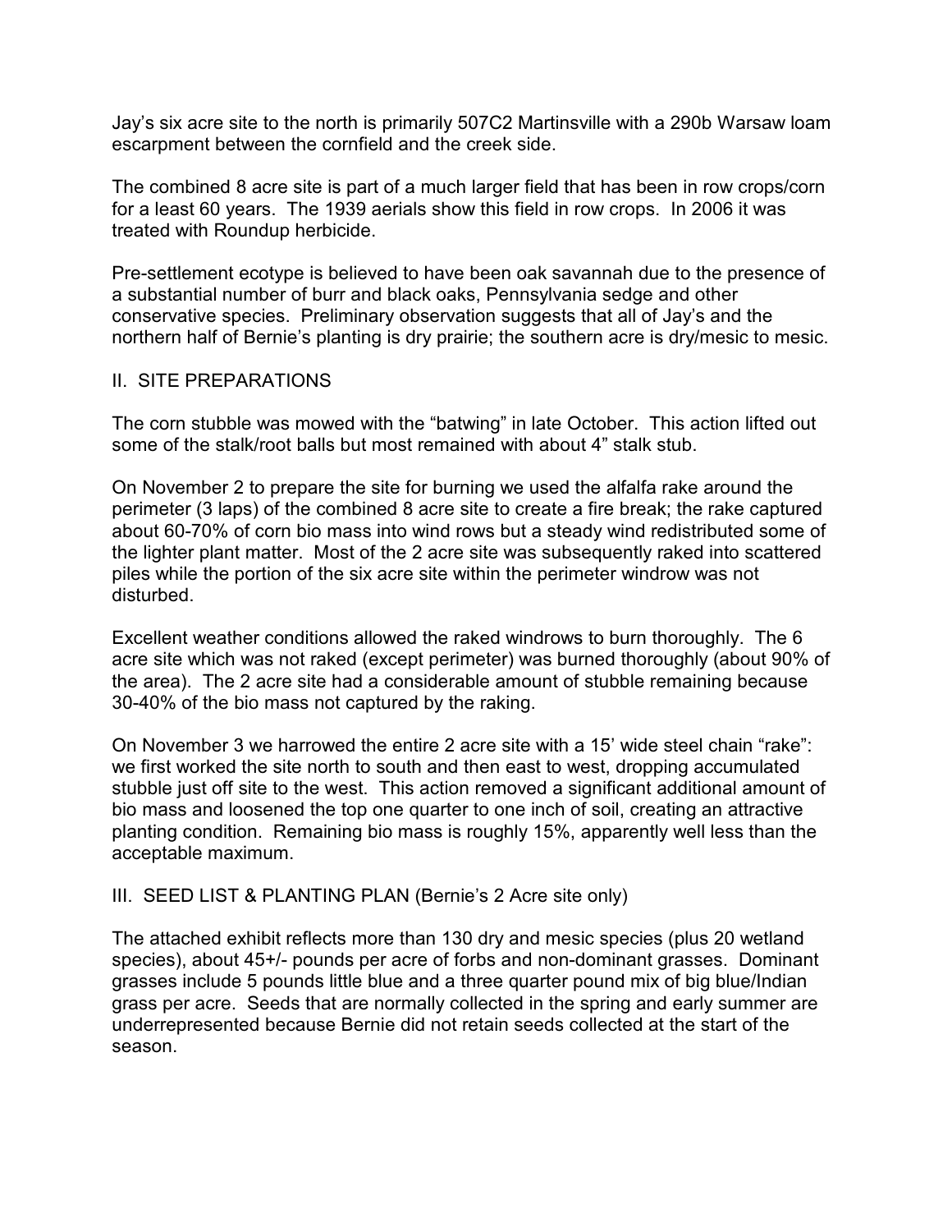Jay's six acre site to the north is primarily 507C2 Martinsville with a 290b Warsaw loam escarpment between the cornfield and the creek side.

The combined 8 acre site is part of a much larger field that has been in row crops/corn for a least 60 years. The 1939 aerials show this field in row crops. In 2006 it was treated with Roundup herbicide.

Pre-settlement ecotype is believed to have been oak savannah due to the presence of a substantial number of burr and black oaks, Pennsylvania sedge and other conservative species. Preliminary observation suggests that all of Jay's and the northern half of Bernie's planting is dry prairie; the southern acre is dry/mesic to mesic.

## II. SITE PREPARATIONS

The corn stubble was mowed with the "batwing" in late October. This action lifted out some of the stalk/root balls but most remained with about 4" stalk stub.

On November 2 to prepare the site for burning we used the alfalfa rake around the perimeter (3 laps) of the combined 8 acre site to create a fire break; the rake captured about 60-70% of corn bio mass into wind rows but a steady wind redistributed some of the lighter plant matter. Most of the 2 acre site was subsequently raked into scattered piles while the portion of the six acre site within the perimeter windrow was not disturbed.

Excellent weather conditions allowed the raked windrows to burn thoroughly. The 6 acre site which was not raked (except perimeter) was burned thoroughly (about 90% of the area). The 2 acre site had a considerable amount of stubble remaining because 30-40% of the bio mass not captured by the raking.

On November 3 we harrowed the entire 2 acre site with a 15' wide steel chain "rake": we first worked the site north to south and then east to west, dropping accumulated stubble just off site to the west. This action removed a significant additional amount of bio mass and loosened the top one quarter to one inch of soil, creating an attractive planting condition. Remaining bio mass is roughly 15%, apparently well less than the acceptable maximum.

## III. SEED LIST & PLANTING PLAN (Bernie's 2 Acre site only)

The attached exhibit reflects more than 130 dry and mesic species (plus 20 wetland species), about 45+/- pounds per acre of forbs and non-dominant grasses. Dominant grasses include 5 pounds little blue and a three quarter pound mix of big blue/Indian grass per acre. Seeds that are normally collected in the spring and early summer are underrepresented because Bernie did not retain seeds collected at the start of the season.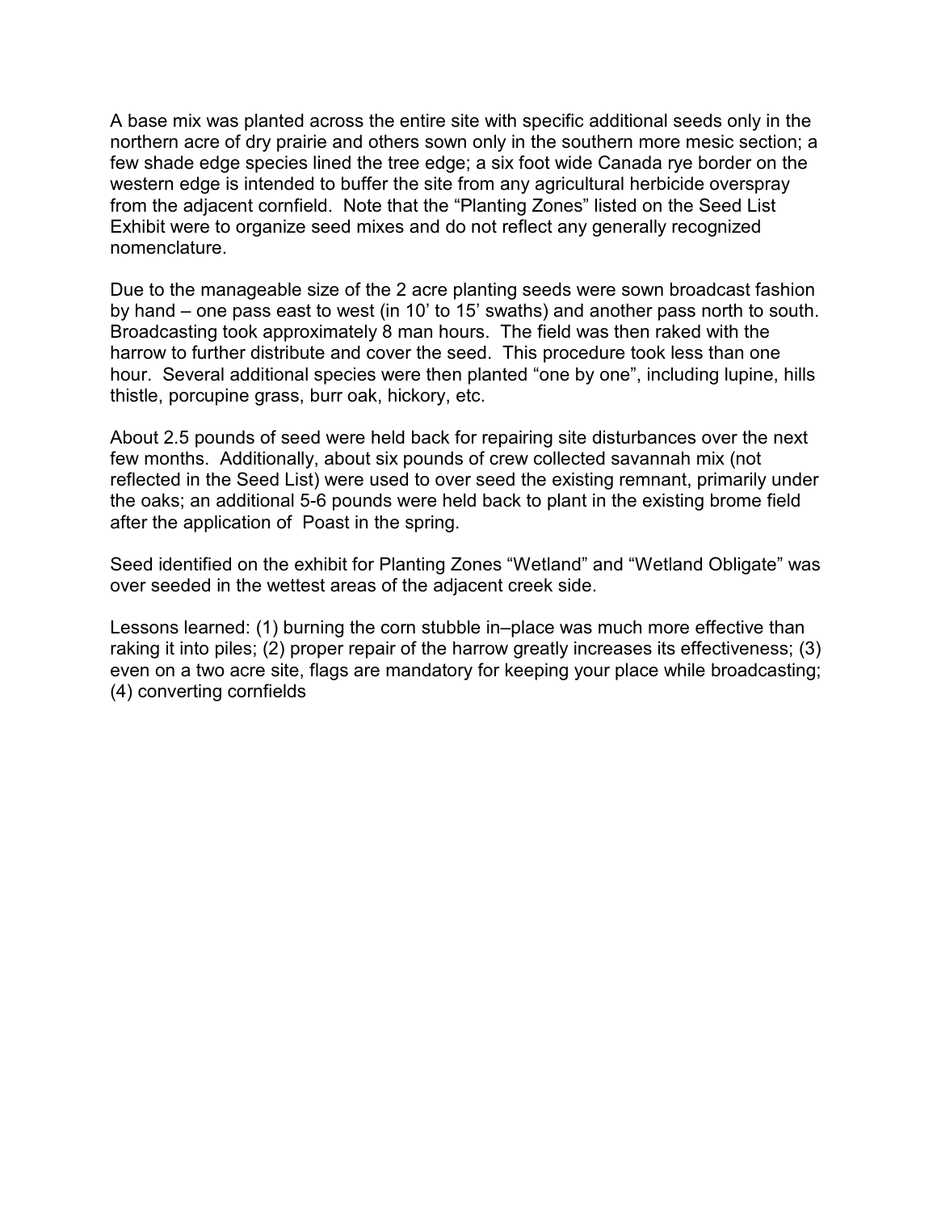A base mix was planted across the entire site with specific additional seeds only in the northern acre of dry prairie and others sown only in the southern more mesic section; a few shade edge species lined the tree edge; a six foot wide Canada rye border on the western edge is intended to buffer the site from any agricultural herbicide overspray from the adjacent cornfield. Note that the "Planting Zones" listed on the Seed List Exhibit were to organize seed mixes and do not reflect any generally recognized nomenclature.

Due to the manageable size of the 2 acre planting seeds were sown broadcast fashion by hand – one pass east to west (in 10' to 15' swaths) and another pass north to south. Broadcasting took approximately 8 man hours. The field was then raked with the harrow to further distribute and cover the seed. This procedure took less than one hour. Several additional species were then planted "one by one", including lupine, hills thistle, porcupine grass, burr oak, hickory, etc.

About 2.5 pounds of seed were held back for repairing site disturbances over the next few months. Additionally, about six pounds of crew collected savannah mix (not reflected in the Seed List) were used to over seed the existing remnant, primarily under the oaks; an additional 5-6 pounds were held back to plant in the existing brome field after the application of Poast in the spring.

Seed identified on the exhibit for Planting Zones "Wetland" and "Wetland Obligate" was over seeded in the wettest areas of the adjacent creek side.

Lessons learned: (1) burning the corn stubble in–place was much more effective than raking it into piles; (2) proper repair of the harrow greatly increases its effectiveness; (3) even on a two acre site, flags are mandatory for keeping your place while broadcasting; (4) converting cornfields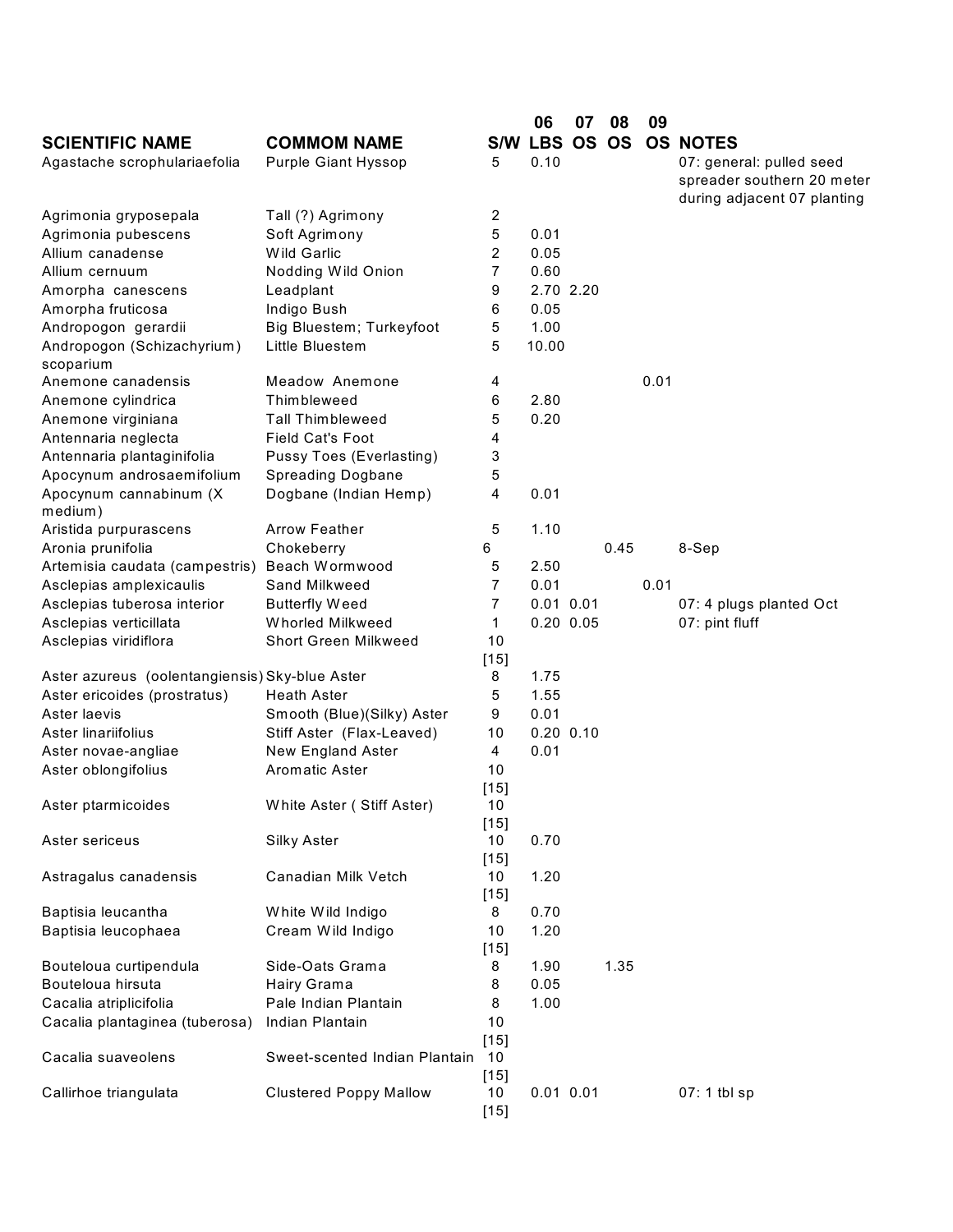| SCIENTIFIC NAME | COMMOM NAME | S/W | 06 LBS | 07 OS | 08 OS | 09 OS | NOTES |
|---|---|---|---|---|---|---|---|
| Agastache scrophulariaefolia | Purple Giant Hyssop | 5 | 0.10 | | | | 07: general: pulled seed spreader southern 20 meter during adjacent 07 planting |
| Agrimonia gryposepala | Tall (?) Agrimony | 2 | | | | | |
| Agrimonia pubescens | Soft Agrimony | 5 | 0.01 | | | | |
| Allium canadense | Wild Garlic | 2 | 0.05 | | | | |
| Allium cernuum | Nodding Wild Onion | 7 | 0.60 | | | | |
| Amorpha canescens | Leadplant | 9 | 2.70 | 2.20 | | | |
| Amorpha fruticosa | Indigo Bush | 6 | 0.05 | | | | |
| Andropogon gerardii | Big Bluestem; Turkeyfoot | 5 | 1.00 | | | | |
| Andropogon (Schizachyrium) scoparium | Little Bluestem | 5 | 10.00 | | | | |
| Anemone canadensis | Meadow Anemone | 4 | | | | 0.01 | |
| Anemone cylindrica | Thimbleweed | 6 | 2.80 | | | | |
| Anemone virginiana | Tall Thimbleweed | 5 | 0.20 | | | | |
| Antennaria neglecta | Field Cat's Foot | 4 | | | | | |
| Antennaria plantaginifolia | Pussy Toes (Everlasting) | 3 | | | | | |
| Apocynum androsaemifolium | Spreading Dogbane | 5 | | | | | |
| Apocynum cannabinum (X medium) | Dogbane (Indian Hemp) | 4 | 0.01 | | | | |
| Aristida purpurascens | Arrow Feather | 5 | 1.10 | | | | |
| Aronia prunifolia | Chokeberry | 6 | | | 0.45 | | 8-Sep |
| Artemisia caudata (campestris) | Beach Wormwood | 5 | 2.50 | | | | |
| Asclepias amplexicaulis | Sand Milkweed | 7 | 0.01 | | | 0.01 | |
| Asclepias tuberosa interior | Butterfly Weed | 7 | 0.01 | 0.01 | | | 07: 4 plugs planted Oct |
| Asclepias verticillata | Whorled Milkweed | 1 | 0.20 | 0.05 | | | 07: pint fluff |
| Asclepias viridiflora | Short Green Milkweed | 10 [15] | | | | | |
| Aster azureus (oolentangiensis) | Sky-blue Aster | 8 | 1.75 | | | | |
| Aster ericoides (prostratus) | Heath Aster | 5 | 1.55 | | | | |
| Aster laevis | Smooth (Blue)(Silky) Aster | 9 | 0.01 | | | | |
| Aster linariifolius | Stiff Aster (Flax-Leaved) | 10 | 0.20 | 0.10 | | | |
| Aster novae-angliae | New England Aster | 4 | 0.01 | | | | |
| Aster oblongifolius | Aromatic Aster | 10 [15] | | | | | |
| Aster ptarmicoides | White Aster ( Stiff Aster) | 10 [15] | | | | | |
| Aster sericeus | Silky Aster | 10 [15] | 0.70 | | | | |
| Astragalus canadensis | Canadian Milk Vetch | 10 [15] | 1.20 | | | | |
| Baptisia leucantha | White Wild Indigo | 8 | 0.70 | | | | |
| Baptisia leucophaea | Cream Wild Indigo | 10 [15] | 1.20 | | | | |
| Bouteloua curtipendula | Side-Oats Grama | 8 | 1.90 | | 1.35 | | |
| Bouteloua hirsuta | Hairy Grama | 8 | 0.05 | | | | |
| Cacalia atriplicifolia | Pale Indian Plantain | 8 | 1.00 | | | | |
| Cacalia plantaginea (tuberosa) | Indian Plantain | 10 [15] | | | | | |
| Cacalia suaveolens | Sweet-scented Indian Plantain | 10 [15] | | | | | |
| Callirhoe triangulata | Clustered Poppy Mallow | 10 [15] | 0.01 | 0.01 | | | 07: 1 tbl sp |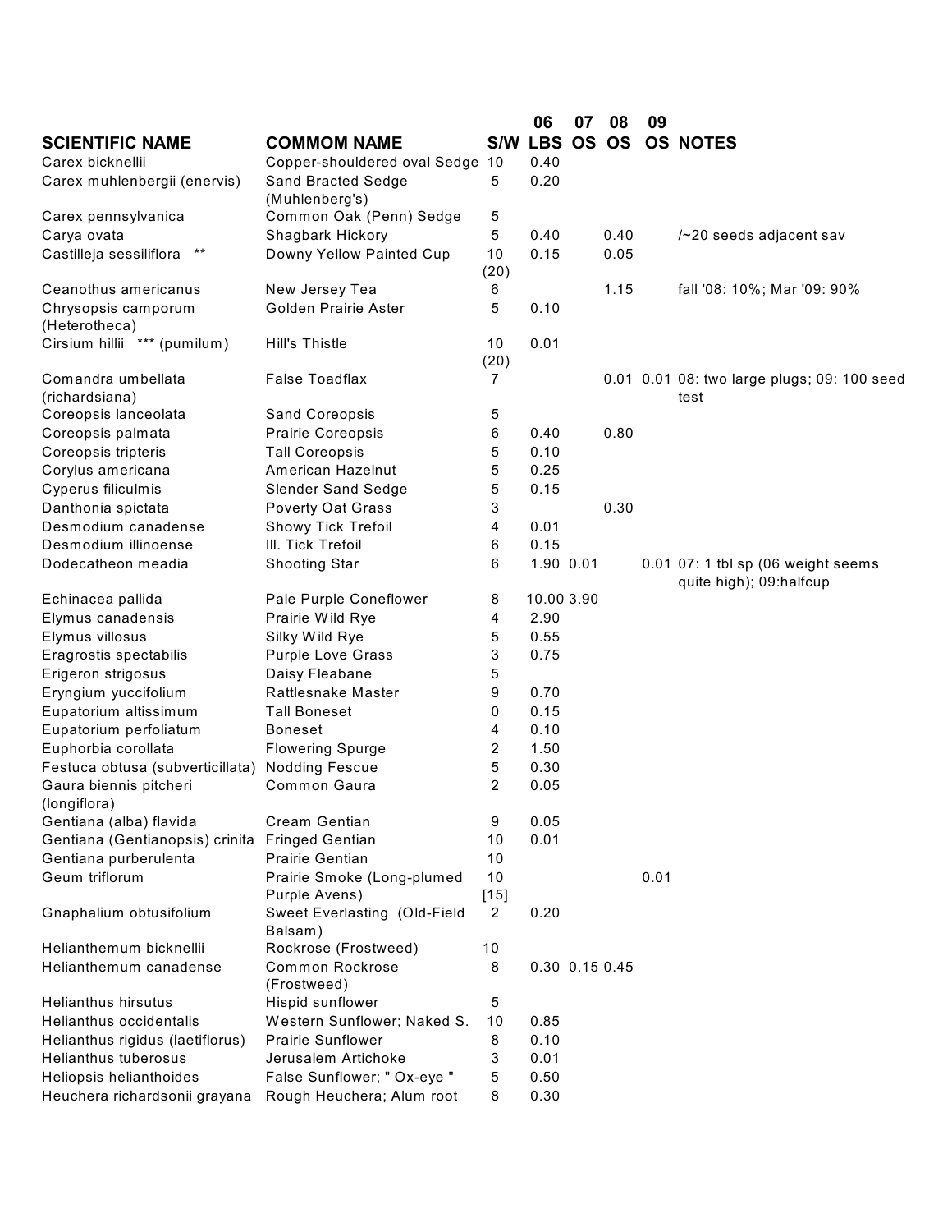| SCIENTIFIC NAME | COMMOM NAME | S/W | 06 LBS | 07 OS | 08 OS | 09 OS | NOTES |
|---|---|---|---|---|---|---|---|
| Carex bicknellii | Copper-shouldered oval Sedge | 10 | 0.40 | | | | |
| Carex muhlenbergii (enervis) | Sand Bracted Sedge (Muhlenberg's) | 5 | 0.20 | | | | |
| Carex pennsylvanica | Common Oak (Penn) Sedge | 5 | | | | | |
| Carya ovata | Shagbark Hickory | 5 | 0.40 | | 0.40 | | /~20 seeds adjacent sav |
| Castilleja sessiliflora ** | Downy Yellow Painted Cup | 10 (20) | 0.15 | | 0.05 | | |
| Ceanothus americanus | New Jersey Tea | 6 | | | 1.15 | | fall '08: 10%; Mar '09: 90% |
| Chrysopsis camporum (Heterotheca) | Golden Prairie Aster | 5 | 0.10 | | | | |
| Cirsium hillii *** (pumilum) | Hill's Thistle | 10 (20) | 0.01 | | | | |
| Comandra umbellata (richardsiana) | False Toadflax | 7 | | | 0.01 | 0.01 | 08: two large plugs; 09: 100 seed test |
| Coreopsis lanceolata | Sand Coreopsis | 5 | | | | | |
| Coreopsis palmata | Prairie Coreopsis | 6 | 0.40 | | 0.80 | | |
| Coreopsis tripteris | Tall Coreopsis | 5 | 0.10 | | | | |
| Corylus americana | American Hazelnut | 5 | 0.25 | | | | |
| Cyperus filiculmis | Slender Sand Sedge | 5 | 0.15 | | | | |
| Danthonia spictata | Poverty Oat Grass | 3 | | | 0.30 | | |
| Desmodium canadense | Showy Tick Trefoil | 4 | 0.01 | | | | |
| Desmodium illinoense | Ill. Tick Trefoil | 6 | 0.15 | | | | |
| Dodecatheon meadia | Shooting Star | 6 | 1.90 | 0.01 | | 0.01 | 07: 1 tbl sp (06 weight seems quite high); 09:halfcup |
| Echinacea pallida | Pale Purple Coneflower | 8 | 10.00 | 3.90 | | | |
| Elymus canadensis | Prairie Wild Rye | 4 | 2.90 | | | | |
| Elymus villosus | Silky Wild Rye | 5 | 0.55 | | | | |
| Eragrostis spectabilis | Purple Love Grass | 3 | 0.75 | | | | |
| Erigeron strigosus | Daisy Fleabane | 5 | | | | | |
| Eryngium yuccifolium | Rattlesnake Master | 9 | 0.70 | | | | |
| Eupatorium altissimum | Tall Boneset | 0 | 0.15 | | | | |
| Eupatorium perfoliatum | Boneset | 4 | 0.10 | | | | |
| Euphorbia corollata | Flowering Spurge | 2 | 1.50 | | | | |
| Festuca obtusa (subverticillata) | Nodding Fescue | 5 | 0.30 | | | | |
| Gaura biennis pitcheri (longiflora) | Common Gaura | 2 | 0.05 | | | | |
| Gentiana (alba) flavida | Cream Gentian | 9 | 0.05 | | | | |
| Gentiana (Gentianopsis) crinita | Fringed Gentian | 10 | 0.01 | | | | |
| Gentiana purberulenta | Prairie Gentian | 10 | | | | | |
| Geum triflorum | Prairie Smoke (Long-plumed Purple Avens) | 10 [15] | | | | 0.01 | |
| Gnaphalium obtusifolium | Sweet Everlasting (Old-Field Balsam) | 2 | 0.20 | | | | |
| Helianthemum bicknellii | Rockrose (Frostweed) | 10 | | | | | |
| Helianthemum canadense | Common Rockrose (Frostweed) | 8 | 0.30 | 0.15 | 0.45 | | |
| Helianthus hirsutus | Hispid sunflower | 5 | | | | | |
| Helianthus occidentalis | Western Sunflower; Naked S. | 10 | 0.85 | | | | |
| Helianthus rigidus (laetiflorus) | Prairie Sunflower | 8 | 0.10 | | | | |
| Helianthus tuberosus | Jerusalem Artichoke | 3 | 0.01 | | | | |
| Heliopsis helianthoides | False Sunflower; " Ox-eye " | 5 | 0.50 | | | | |
| Heuchera richardsonii grayana | Rough Heuchera; Alum root | 8 | 0.30 | | | | |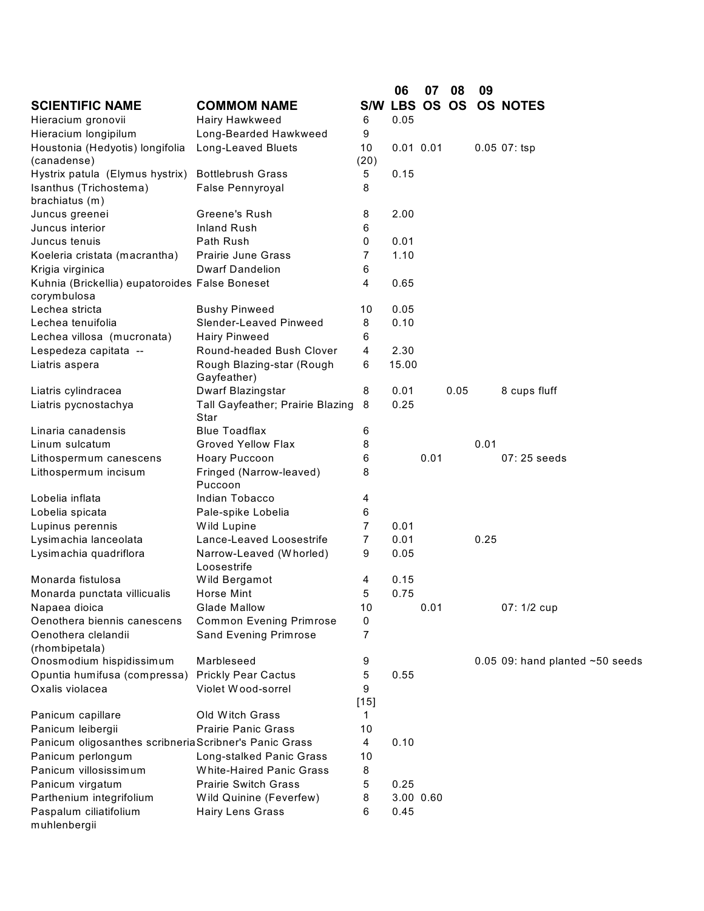| SCIENTIFIC NAME | COMMOM NAME | S/W | 06 LBS | 07 OS | 08 OS | 09 OS | NOTES |
|---|---|---|---|---|---|---|---|
| Hieracium gronovii | Hairy Hawkweed | 6 | 0.05 | | | | |
| Hieracium longipilum | Long-Bearded Hawkweed | 9 | | | | | |
| Houstonia (Hedyotis) longifolia (canadense) | Long-Leaved Bluets | 10 (20) | 0.01 | 0.01 | | 0.05 | 07: tsp |
| Hystrix patula (Elymus hystrix) | Bottlebrush Grass | 5 | 0.15 | | | | |
| Isanthus (Trichostema) brachiatus (m) | False Pennyroyal | 8 | | | | | |
| Juncus greenei | Greene's Rush | 8 | 2.00 | | | | |
| Juncus interior | Inland Rush | 6 | | | | | |
| Juncus tenuis | Path Rush | 0 | 0.01 | | | | |
| Koeleria cristata (macrantha) | Prairie June Grass | 7 | 1.10 | | | | |
| Krigia virginica | Dwarf Dandelion | 6 | | | | | |
| Kuhnia (Brickellia) eupatoroides corymbulosa | False Boneset | 4 | 0.65 | | | | |
| Lechea stricta | Bushy Pinweed | 10 | 0.05 | | | | |
| Lechea tenuifolia | Slender-Leaved Pinweed | 8 | 0.10 | | | | |
| Lechea villosa (mucronata) | Hairy Pinweed | 6 | | | | | |
| Lespedeza capitata -- | Round-headed Bush Clover | 4 | 2.30 | | | | |
| Liatris aspera | Rough Blazing-star (Rough Gayfeather) | 6 | 15.00 | | | | |
| Liatris cylindracea | Dwarf Blazingstar | 8 | 0.01 | | 0.05 | | 8 cups fluff |
| Liatris pycnostachya | Tall Gayfeather; Prairie Blazing Star | 8 | 0.25 | | | | |
| Linaria canadensis | Blue Toadflax | 6 | | | | | |
| Linum sulcatum | Groved Yellow Flax | 8 | | | | 0.01 | |
| Lithospermum canescens | Hoary Puccoon | 6 | | 0.01 | | | 07: 25 seeds |
| Lithospermum incisum | Fringed (Narrow-leaved) Puccoon | 8 | | | | | |
| Lobelia inflata | Indian Tobacco | 4 | | | | | |
| Lobelia spicata | Pale-spike Lobelia | 6 | | | | | |
| Lupinus perennis | Wild Lupine | 7 | 0.01 | | | | |
| Lysimachia lanceolata | Lance-Leaved Loosestrife | 7 | 0.01 | | | 0.25 | |
| Lysimachia quadriflora | Narrow-Leaved (Whorled) Loosestrife | 9 | 0.05 | | | | |
| Monarda fistulosa | Wild Bergamot | 4 | 0.15 | | | | |
| Monarda punctata villicualis | Horse Mint | 5 | 0.75 | | | | |
| Napaea dioica | Glade Mallow | 10 | | 0.01 | | | 07: 1/2 cup |
| Oenothera biennis canescens | Common Evening Primrose | 0 | | | | | |
| Oenothera clelandii (rhombipetala) | Sand Evening Primrose | 7 | | | | | |
| Onosmodium hispidissimum | Marbleseed | 9 | | | | 0.05 | 09: hand planted ~50 seeds |
| Opuntia humifusa (compressa) | Prickly Pear Cactus | 5 | 0.55 | | | | |
| Oxalis violacea | Violet Wood-sorrel | 9 [15] | | | | | |
| Panicum capillare | Old Witch Grass | 1 | | | | | |
| Panicum leibergii | Prairie Panic Grass | 10 | | | | | |
| Panicum oligosanthes scribneria | Scribner's Panic Grass | 4 | 0.10 | | | | |
| Panicum perlongum | Long-stalked Panic Grass | 10 | | | | | |
| Panicum villosissimum | White-Haired Panic Grass | 8 | | | | | |
| Panicum virgatum | Prairie Switch Grass | 5 | 0.25 | | | | |
| Parthenium integrifolium | Wild Quinine (Feverfew) | 8 | 3.00 | 0.60 | | | |
| Paspalum ciliatifolium muhlenbergii | Hairy Lens Grass | 6 | 0.45 | | | | |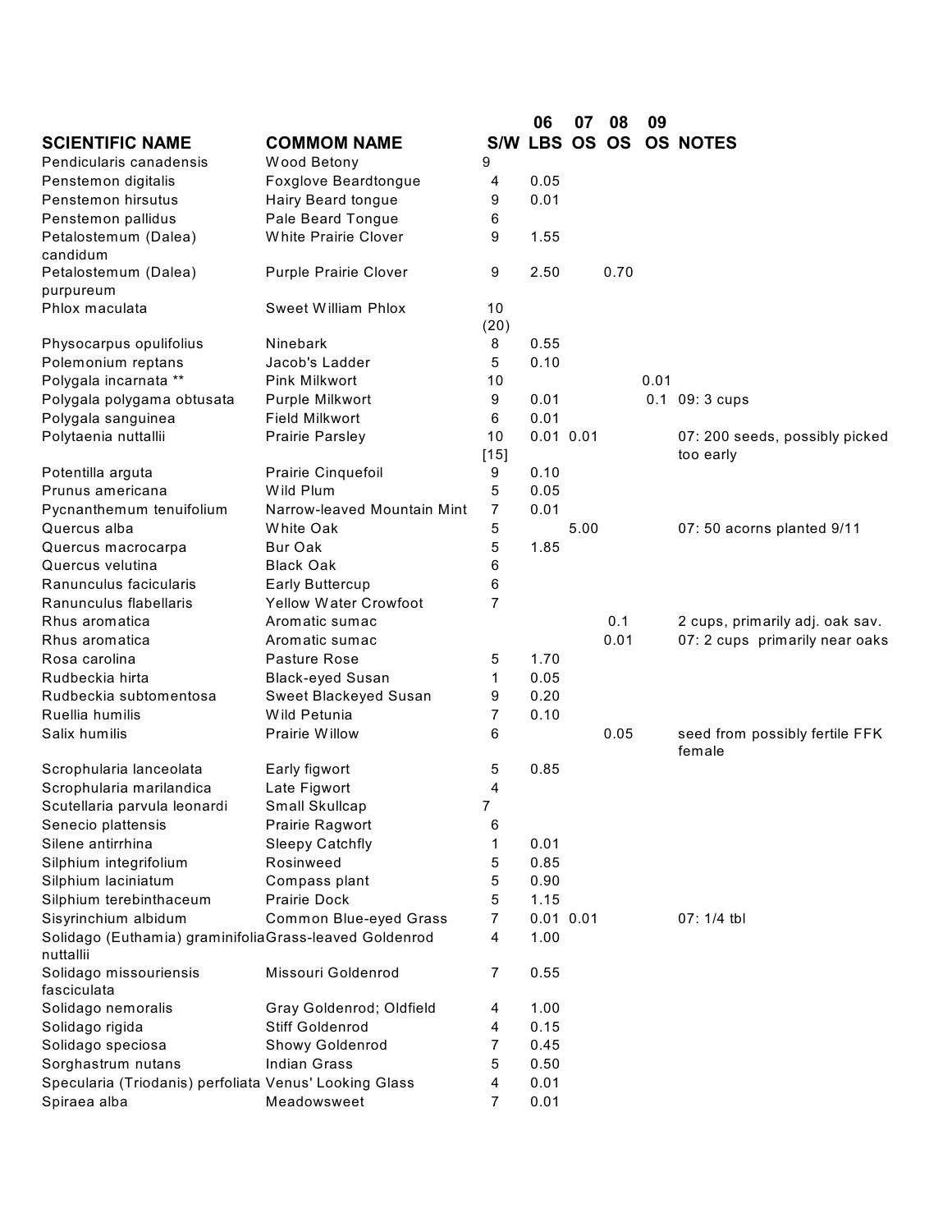| SCIENTIFIC NAME | COMMOM NAME | S/W | 06 LBS | 07 OS | 08 OS | 09 OS | NOTES |
|---|---|---|---|---|---|---|---|
| Pendicularis canadensis | Wood Betony | 9 | | | | | |
| Penstemon digitalis | Foxglove Beardtongue | 4 | 0.05 | | | | |
| Penstemon hirsutus | Hairy Beard tongue | 9 | 0.01 | | | | |
| Penstemon pallidus | Pale Beard Tongue | 6 | | | | | |
| Petalostemum (Dalea) candidum | White Prairie Clover | 9 | 1.55 | | | | |
| Petalostemum (Dalea) purpureum | Purple Prairie Clover | 9 | 2.50 | | 0.70 | | |
| Phlox maculata | Sweet William Phlox | 10 (20) | | | | | |
| Physocarpus opulifolius | Ninebark | 8 | 0.55 | | | | |
| Polemonium reptans | Jacob's Ladder | 5 | 0.10 | | | | |
| Polygala incarnata ** | Pink Milkwort | 10 | | | | 0.01 | |
| Polygala polygama obtusata | Purple Milkwort | 9 | 0.01 | | | 0.1 | 09: 3 cups |
| Polygala sanguinea | Field Milkwort | 6 | 0.01 | | | | |
| Polytaenia nuttallii | Prairie Parsley | 10 [15] | 0.01 | 0.01 | | | 07: 200 seeds, possibly picked too early |
| Potentilla arguta | Prairie Cinquefoil | 9 | 0.10 | | | | |
| Prunus americana | Wild Plum | 5 | 0.05 | | | | |
| Pycnanthemum tenuifolium | Narrow-leaved Mountain Mint | 7 | 0.01 | | | | |
| Quercus alba | White Oak | 5 | | 5.00 | | | 07: 50 acorns planted 9/11 |
| Quercus macrocarpa | Bur Oak | 5 | 1.85 | | | | |
| Quercus velutina | Black Oak | 6 | | | | | |
| Ranunculus facicularis | Early Buttercup | 6 | | | | | |
| Ranunculus flabellaris | Yellow Water Crowfoot | 7 | | | | | |
| Rhus aromatica | Aromatic sumac | | | | 0.1 | | 2 cups, primarily adj. oak sav. |
| Rhus aromatica | Aromatic sumac | | | | 0.01 | | 07: 2 cups primarily near oaks |
| Rosa carolina | Pasture Rose | 5 | 1.70 | | | | |
| Rudbeckia hirta | Black-eyed Susan | 1 | 0.05 | | | | |
| Rudbeckia subtomentosa | Sweet Blackeyed Susan | 9 | 0.20 | | | | |
| Ruellia humilis | Wild Petunia | 7 | 0.10 | | | | |
| Salix humilis | Prairie Willow | 6 | | | 0.05 | | seed from possibly fertile FFK female |
| Scrophularia lanceolata | Early figwort | 5 | 0.85 | | | | |
| Scrophularia marilandica | Late Figwort | 4 | | | | | |
| Scutellaria parvula leonardi | Small Skullcap | 7 | | | | | |
| Senecio plattensis | Prairie Ragwort | 6 | | | | | |
| Silene antirrhina | Sleepy Catchfly | 1 | 0.01 | | | | |
| Silphium integrifolium | Rosinweed | 5 | 0.85 | | | | |
| Silphium laciniatum | Compass plant | 5 | 0.90 | | | | |
| Silphium terebinthaceum | Prairie Dock | 5 | 1.15 | | | | |
| Sisyrinchium albidum | Common Blue-eyed Grass | 7 | 0.01 | 0.01 | | | 07: 1/4 tbl |
| Solidago (Euthamia) graminifolia nuttallii | Grass-leaved Goldenrod | 4 | 1.00 | | | | |
| Solidago missouriensis fasciculata | Missouri Goldenrod | 7 | 0.55 | | | | |
| Solidago nemoralis | Gray Goldenrod; Oldfield | 4 | 1.00 | | | | |
| Solidago rigida | Stiff Goldenrod | 4 | 0.15 | | | | |
| Solidago speciosa | Showy Goldenrod | 7 | 0.45 | | | | |
| Sorghastrum nutans | Indian Grass | 5 | 0.50 | | | | |
| Specularia (Triodanis) perfoliata | Venus' Looking Glass | 4 | 0.01 | | | | |
| Spiraea alba | Meadowsweet | 7 | 0.01 | | | | |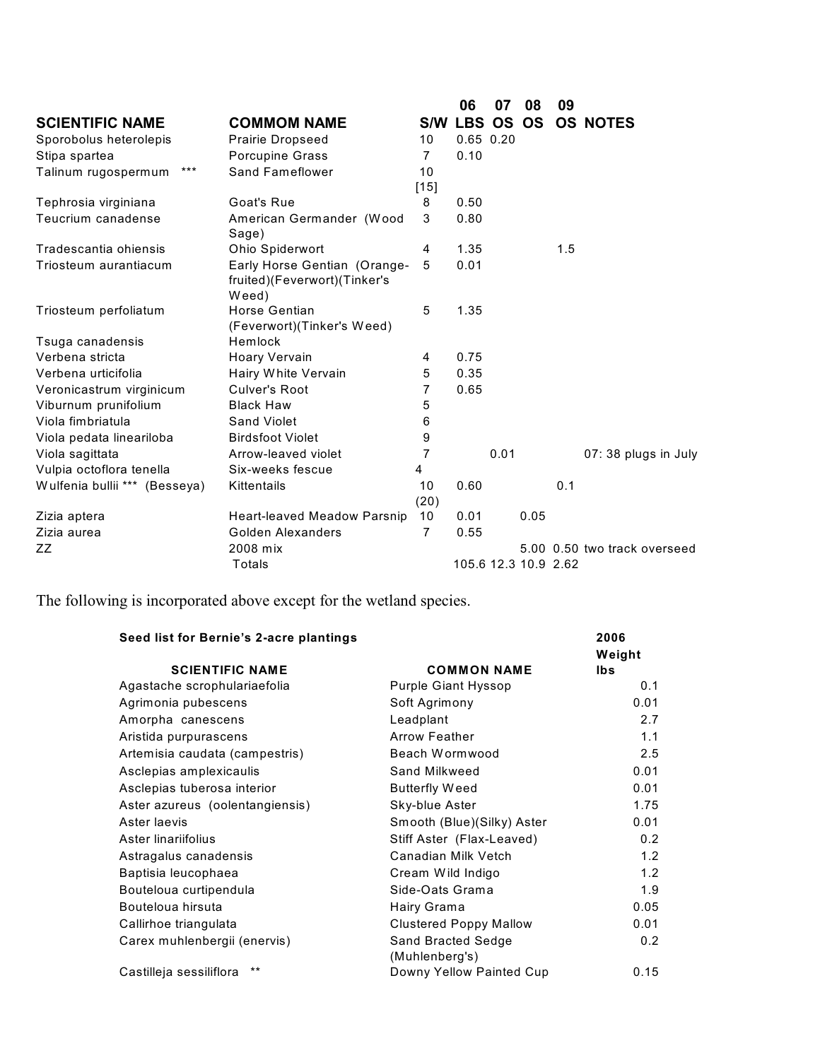| SCIENTIFIC NAME | COMMOM NAME | S/W | 06 LBS | 07 OS | 08 OS | 09 OS | NOTES |
|---|---|---|---|---|---|---|---|
| Sporobolus heterolepis | Prairie Dropseed | 10 | 0.65 | 0.20 | | | |
| Stipa spartea | Porcupine Grass | 7 | 0.10 | | | | |
| Talinum rugospermum *** | Sand Fameflower | 10 [15] | | | | | |
| Tephrosia virginiana | Goat's Rue | 8 | 0.50 | | | | |
| Teucrium canadense | American Germander (Wood Sage) | 3 | 0.80 | | | | |
| Tradescantia ohiensis | Ohio Spiderwort | 4 | 1.35 | | | 1.5 | |
| Triosteum aurantiacum | Early Horse Gentian (Orange-fruited)(Feverwort)(Tinker's Weed) | 5 | 0.01 | | | | |
| Triosteum perfoliatum | Horse Gentian (Feverwort)(Tinker's Weed) | 5 | 1.35 | | | | |
| Tsuga canadensis | Hemlock | | | | | | |
| Verbena stricta | Hoary Vervain | 4 | 0.75 | | | | |
| Verbena urticifolia | Hairy White Vervain | 5 | 0.35 | | | | |
| Veronicastrum virginicum | Culver's Root | 7 | 0.65 | | | | |
| Viburnum prunifolium | Black Haw | 5 | | | | | |
| Viola fimbriatula | Sand Violet | 6 | | | | | |
| Viola pedata lineariloba | Birdsfoot Violet | 9 | | | | | |
| Viola sagittata | Arrow-leaved violet | 7 | | 0.01 | | | 07: 38 plugs in July |
| Vulpia octoflora tenella | Six-weeks fescue | 4 | | | | | |
| Wulfenia bullii *** (Besseya) | Kittentails | 10 (20) | 0.60 | | | 0.1 | |
| Zizia aptera | Heart-leaved Meadow Parsnip | 10 | 0.01 | | 0.05 | | |
| Zizia aurea | Golden Alexanders | 7 | 0.55 | | | | |
| ZZ | 2008 mix | | | | 5.00 | 0.50 | two track overseed |
| | Totals | | 105.6 | 12.3 | 10.9 | 2.62 | |

The following is incorporated above except for the wetland species.

| Seed list for Bernie's 2-acre plantings | | 2006 |
|---|---|---|
| **SCIENTIFIC NAME** | **COMMON NAME** | **Weight lbs** |
| Agastache scrophulariaefolia | Purple Giant Hyssop | 0.1 |
| Agrimonia pubescens | Soft Agrimony | 0.01 |
| Amorpha canescens | Leadplant | 2.7 |
| Aristida purpurascens | Arrow Feather | 1.1 |
| Artemisia caudata (campestris) | Beach Wormwood | 2.5 |
| Asclepias amplexicaulis | Sand Milkweed | 0.01 |
| Asclepias tuberosa interior | Butterfly Weed | 0.01 |
| Aster azureus (oolentangiensis) | Sky-blue Aster | 1.75 |
| Aster laevis | Smooth (Blue)(Silky) Aster | 0.01 |
| Aster linariifolius | Stiff Aster (Flax-Leaved) | 0.2 |
| Astragalus canadensis | Canadian Milk Vetch | 1.2 |
| Baptisia leucophaea | Cream Wild Indigo | 1.2 |
| Bouteloua curtipendula | Side-Oats Grama | 1.9 |
| Bouteloua hirsuta | Hairy Grama | 0.05 |
| Callirhoe triangulata | Clustered Poppy Mallow | 0.01 |
| Carex muhlenbergii (enervis) | Sand Bracted Sedge (Muhlenberg's) | 0.2 |
| Castilleja sessiliflora ** | Downy Yellow Painted Cup | 0.15 |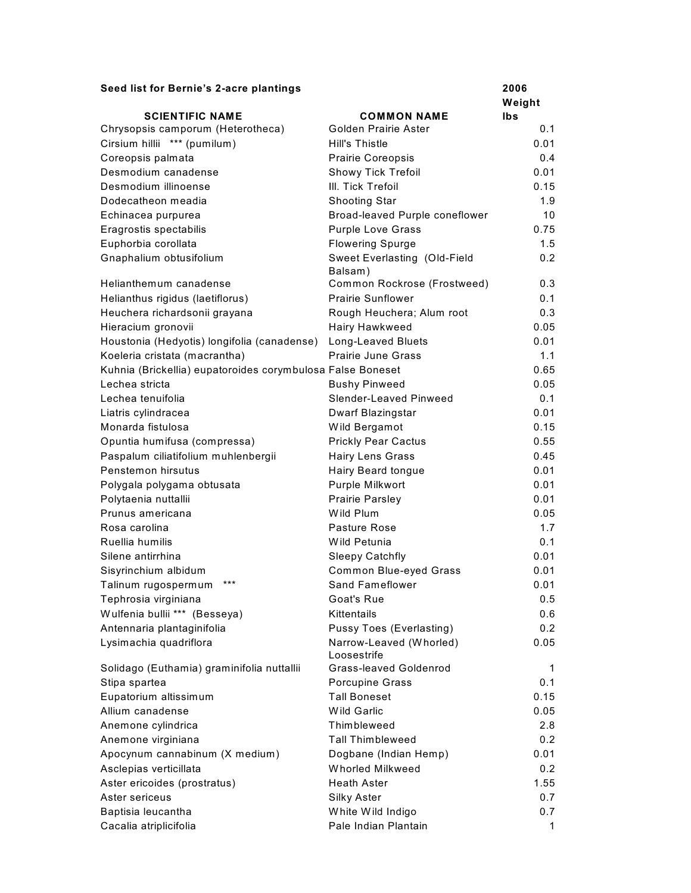**Seed list for Bernie's 2-acre plantings**

| SCIENTIFIC NAME | COMMON NAME | 2006 Weight lbs |
|---|---|---|
| Chrysopsis camporum (Heterotheca) | Golden Prairie Aster | 0.1 |
| Cirsium hillii *** (pumilum) | Hill's Thistle | 0.01 |
| Coreopsis palmata | Prairie Coreopsis | 0.4 |
| Desmodium canadense | Showy Tick Trefoil | 0.01 |
| Desmodium illinoense | Ill. Tick Trefoil | 0.15 |
| Dodecatheon meadia | Shooting Star | 1.9 |
| Echinacea purpurea | Broad-leaved Purple coneflower | 10 |
| Eragrostis spectabilis | Purple Love Grass | 0.75 |
| Euphorbia corollata | Flowering Spurge | 1.5 |
| Gnaphalium obtusifolium | Sweet Everlasting (Old-Field Balsam) | 0.2 |
| Helianthemum canadense | Common Rockrose (Frostweed) | 0.3 |
| Helianthus rigidus (laetiflorus) | Prairie Sunflower | 0.1 |
| Heuchera richardsonii grayana | Rough Heuchera; Alum root | 0.3 |
| Hieracium gronovii | Hairy Hawkweed | 0.05 |
| Houstonia (Hedyotis) longifolia (canadense) | Long-Leaved Bluets | 0.01 |
| Koeleria cristata (macrantha) | Prairie June Grass | 1.1 |
| Kuhnia (Brickellia) eupatoroides corymbulosa | False Boneset | 0.65 |
| Lechea stricta | Bushy Pinweed | 0.05 |
| Lechea tenuifolia | Slender-Leaved Pinweed | 0.1 |
| Liatris cylindracea | Dwarf Blazingstar | 0.01 |
| Monarda fistulosa | Wild Bergamot | 0.15 |
| Opuntia humifusa (compressa) | Prickly Pear Cactus | 0.55 |
| Paspalum ciliatifolium muhlenbergii | Hairy Lens Grass | 0.45 |
| Penstemon hirsutus | Hairy Beard tongue | 0.01 |
| Polygala polygama obtusata | Purple Milkwort | 0.01 |
| Polytaenia nuttallii | Prairie Parsley | 0.01 |
| Prunus americana | Wild Plum | 0.05 |
| Rosa carolina | Pasture Rose | 1.7 |
| Ruellia humilis | Wild Petunia | 0.1 |
| Silene antirrhina | Sleepy Catchfly | 0.01 |
| Sisyrinchium albidum | Common Blue-eyed Grass | 0.01 |
| Talinum rugospermum *** | Sand Fameflower | 0.01 |
| Tephrosia virginiana | Goat's Rue | 0.5 |
| Wulfenia bullii *** (Besseya) | Kittentails | 0.6 |
| Antennaria plantaginifolia | Pussy Toes (Everlasting) | 0.2 |
| Lysimachia quadriflora | Narrow-Leaved (Whorled) Loosestrife | 0.05 |
| Solidago (Euthamia) graminifolia nuttallii | Grass-leaved Goldenrod | 1 |
| Stipa spartea | Porcupine Grass | 0.1 |
| Eupatorium altissimum | Tall Boneset | 0.15 |
| Allium canadense | Wild Garlic | 0.05 |
| Anemone cylindrica | Thimbleweed | 2.8 |
| Anemone virginiana | Tall Thimbleweed | 0.2 |
| Apocynum cannabinum (X medium) | Dogbane (Indian Hemp) | 0.01 |
| Asclepias verticillata | Whorled Milkweed | 0.2 |
| Aster ericoides (prostratus) | Heath Aster | 1.55 |
| Aster sericeus | Silky Aster | 0.7 |
| Baptisia leucantha | White Wild Indigo | 0.7 |
| Cacalia atriplicifolia | Pale Indian Plantain | 1 |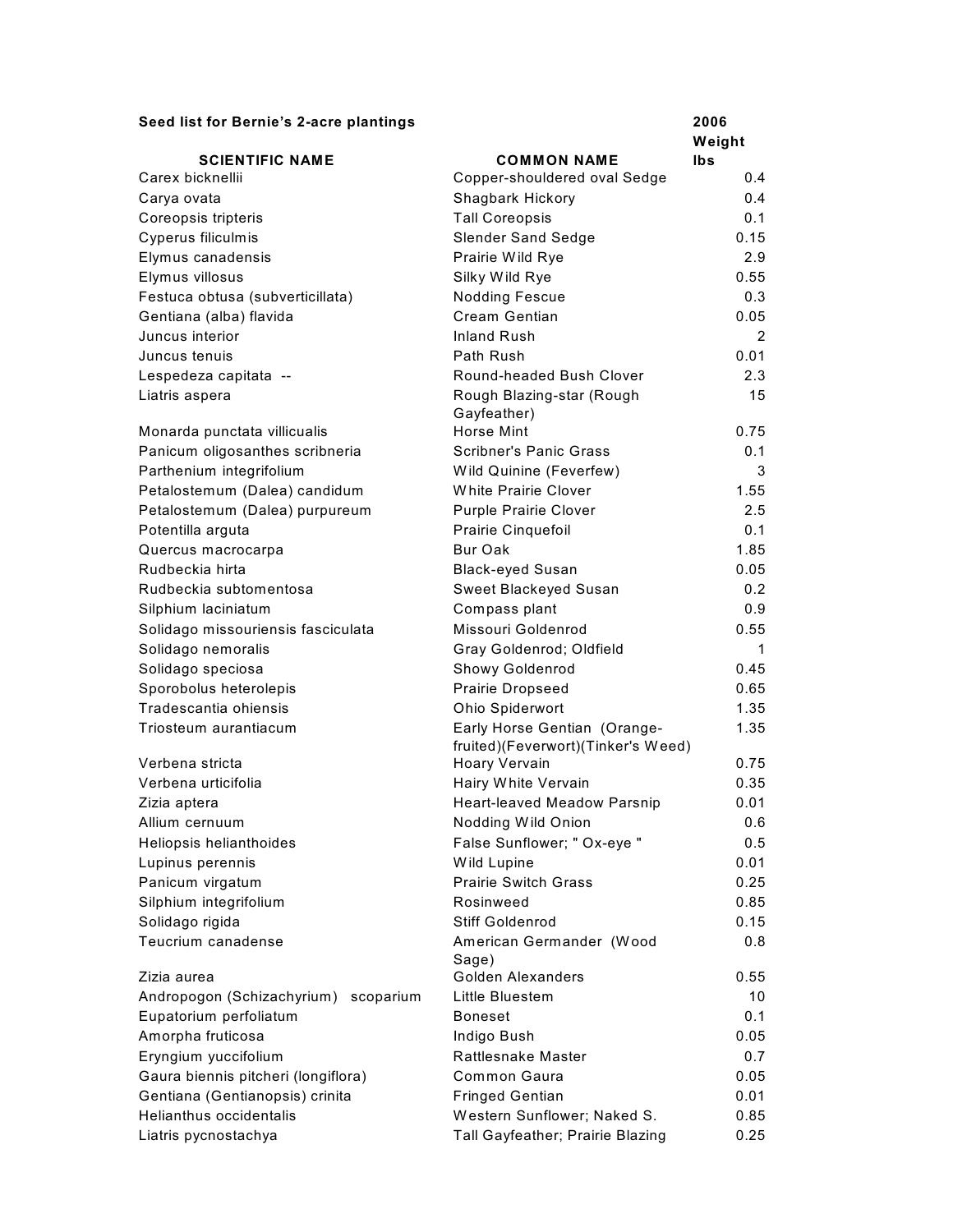**Seed list for Bernie's 2-acre plantings**

| SCIENTIFIC NAME | COMMON NAME | 2006 Weight lbs |
|---|---|---|
| Carex bicknellii | Copper-shouldered oval Sedge | 0.4 |
| Carya ovata | Shagbark Hickory | 0.4 |
| Coreopsis tripteris | Tall Coreopsis | 0.1 |
| Cyperus filiculmis | Slender Sand Sedge | 0.15 |
| Elymus canadensis | Prairie Wild Rye | 2.9 |
| Elymus villosus | Silky Wild Rye | 0.55 |
| Festuca obtusa (subverticillata) | Nodding Fescue | 0.3 |
| Gentiana (alba) flavida | Cream Gentian | 0.05 |
| Juncus interior | Inland Rush | 2 |
| Juncus tenuis | Path Rush | 0.01 |
| Lespedeza capitata -- | Round-headed Bush Clover | 2.3 |
| Liatris aspera | Rough Blazing-star (Rough Gayfeather) | 15 |
| Monarda punctata villicualis | Horse Mint | 0.75 |
| Panicum oligosanthes scribneria | Scribner's Panic Grass | 0.1 |
| Parthenium integrifolium | Wild Quinine (Feverfew) | 3 |
| Petalostemum (Dalea) candidum | White Prairie Clover | 1.55 |
| Petalostemum (Dalea) purpureum | Purple Prairie Clover | 2.5 |
| Potentilla arguta | Prairie Cinquefoil | 0.1 |
| Quercus macrocarpa | Bur Oak | 1.85 |
| Rudbeckia hirta | Black-eyed Susan | 0.05 |
| Rudbeckia subtomentosa | Sweet Blackeyed Susan | 0.2 |
| Silphium laciniatum | Compass plant | 0.9 |
| Solidago missouriensis fasciculata | Missouri Goldenrod | 0.55 |
| Solidago nemoralis | Gray Goldenrod; Oldfield | 1 |
| Solidago speciosa | Showy Goldenrod | 0.45 |
| Sporobolus heterolepis | Prairie Dropseed | 0.65 |
| Tradescantia ohiensis | Ohio Spiderwort | 1.35 |
| Triosteum aurantiacum | Early Horse Gentian (Orange-fruited)(Feverwort)(Tinker's Weed) | 1.35 |
| Verbena stricta | Hoary Vervain | 0.75 |
| Verbena urticifolia | Hairy White Vervain | 0.35 |
| Zizia aptera | Heart-leaved Meadow Parsnip | 0.01 |
| Allium cernuum | Nodding Wild Onion | 0.6 |
| Heliopsis helianthoides | False Sunflower; " Ox-eye " | 0.5 |
| Lupinus perennis | Wild Lupine | 0.01 |
| Panicum virgatum | Prairie Switch Grass | 0.25 |
| Silphium integrifolium | Rosinweed | 0.85 |
| Solidago rigida | Stiff Goldenrod | 0.15 |
| Teucrium canadense | American Germander (Wood Sage) | 0.8 |
| Zizia aurea | Golden Alexanders | 0.55 |
| Andropogon (Schizachyrium) scoparium | Little Bluestem | 10 |
| Eupatorium perfoliatum | Boneset | 0.1 |
| Amorpha fruticosa | Indigo Bush | 0.05 |
| Eryngium yuccifolium | Rattlesnake Master | 0.7 |
| Gaura biennis pitcheri (longiflora) | Common Gaura | 0.05 |
| Gentiana (Gentianopsis) crinita | Fringed Gentian | 0.01 |
| Helianthus occidentalis | Western Sunflower; Naked S. | 0.85 |
| Liatris pycnostachya | Tall Gayfeather; Prairie Blazing | 0.25 |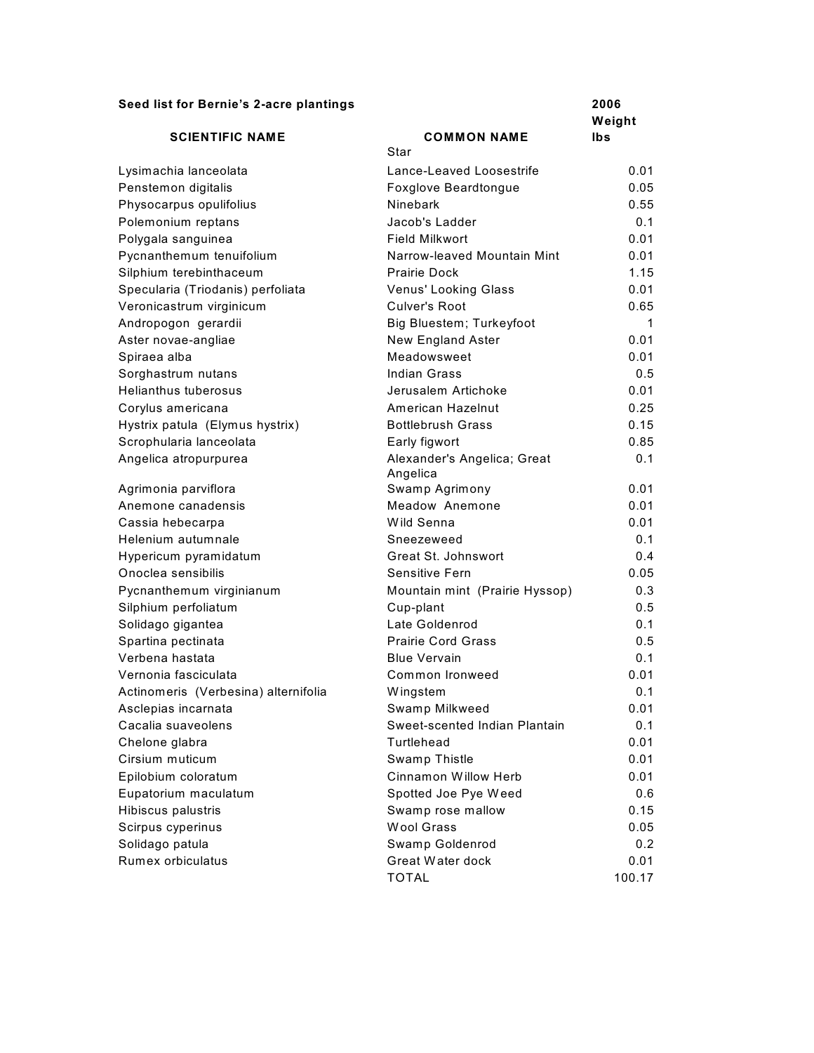**Seed list for Bernie's 2-acre plantings**

| SCIENTIFIC NAME | COMMON NAME | 2006 Weight lbs |
|---|---|---|
| | Star | |
| Lysimachia lanceolata | Lance-Leaved Loosestrife | 0.01 |
| Penstemon digitalis | Foxglove Beardtongue | 0.05 |
| Physocarpus opulifolius | Ninebark | 0.55 |
| Polemonium reptans | Jacob's Ladder | 0.1 |
| Polygala sanguinea | Field Milkwort | 0.01 |
| Pycnanthemum tenuifolium | Narrow-leaved Mountain Mint | 0.01 |
| Silphium terebinthaceum | Prairie Dock | 1.15 |
| Specularia (Triodanis) perfoliata | Venus' Looking Glass | 0.01 |
| Veronicastrum virginicum | Culver's Root | 0.65 |
| Andropogon gerardii | Big Bluestem; Turkeyfoot | 1 |
| Aster novae-angliae | New England Aster | 0.01 |
| Spiraea alba | Meadowsweet | 0.01 |
| Sorghastrum nutans | Indian Grass | 0.5 |
| Helianthus tuberosus | Jerusalem Artichoke | 0.01 |
| Corylus americana | American Hazelnut | 0.25 |
| Hystrix patula (Elymus hystrix) | Bottlebrush Grass | 0.15 |
| Scrophularia lanceolata | Early figwort | 0.85 |
| Angelica atropurpurea | Alexander's Angelica; Great Angelica | 0.1 |
| Agrimonia parviflora | Swamp Agrimony | 0.01 |
| Anemone canadensis | Meadow Anemone | 0.01 |
| Cassia hebecarpa | Wild Senna | 0.01 |
| Helenium autumnale | Sneezeweed | 0.1 |
| Hypericum pyramidatum | Great St. Johnswort | 0.4 |
| Onoclea sensibilis | Sensitive Fern | 0.05 |
| Pycnanthemum virginianum | Mountain mint (Prairie Hyssop) | 0.3 |
| Silphium perfoliatum | Cup-plant | 0.5 |
| Solidago gigantea | Late Goldenrod | 0.1 |
| Spartina pectinata | Prairie Cord Grass | 0.5 |
| Verbena hastata | Blue Vervain | 0.1 |
| Vernonia fasciculata | Common Ironweed | 0.01 |
| Actinomeris (Verbesina) alternifolia | Wingstem | 0.1 |
| Asclepias incarnata | Swamp Milkweed | 0.01 |
| Cacalia suaveolens | Sweet-scented Indian Plantain | 0.1 |
| Chelone glabra | Turtlehead | 0.01 |
| Cirsium muticum | Swamp Thistle | 0.01 |
| Epilobium coloratum | Cinnamon Willow Herb | 0.01 |
| Eupatorium maculatum | Spotted Joe Pye Weed | 0.6 |
| Hibiscus palustris | Swamp rose mallow | 0.15 |
| Scirpus cyperinus | Wool Grass | 0.05 |
| Solidago patula | Swamp Goldenrod | 0.2 |
| Rumex orbiculatus | Great Water dock | 0.01 |
| | TOTAL | 100.17 |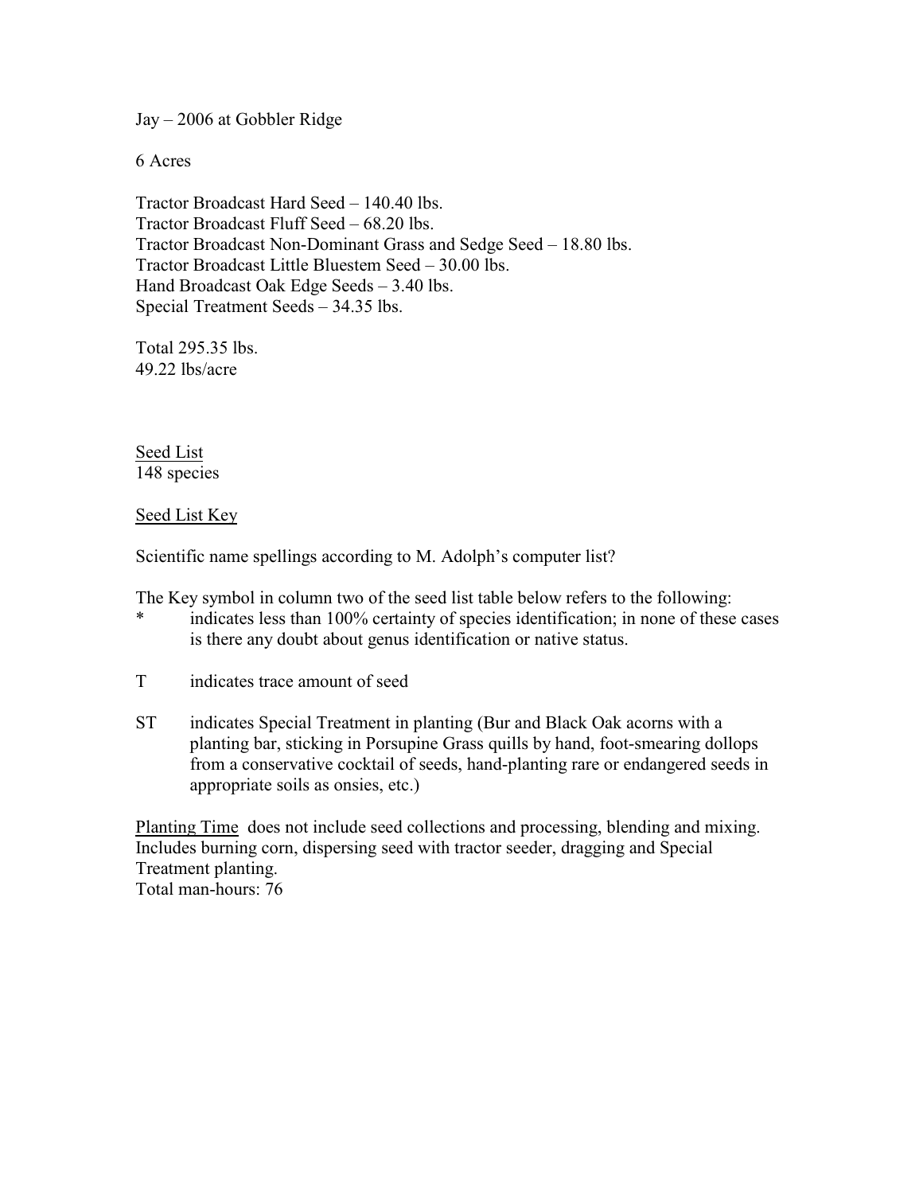Jay – 2006 at Gobbler Ridge

6 Acres

Tractor Broadcast Hard Seed – 140.40 lbs.
Tractor Broadcast Fluff Seed – 68.20 lbs.
Tractor Broadcast Non-Dominant Grass and Sedge Seed – 18.80 lbs.
Tractor Broadcast Little Bluestem Seed – 30.00 lbs.
Hand Broadcast Oak Edge Seeds – 3.40 lbs.
Special Treatment Seeds – 34.35 lbs.

Total 295.35 lbs.
49.22 lbs/acre

<u>Seed List</u>
148 species

<u>Seed List Key</u>

Scientific name spellings according to M. Adolph's computer list?

The Key symbol in column two of the seed list table below refers to the following:

- * indicates less than 100% certainty of species identification; in none of these cases is there any doubt about genus identification or native status.
- T indicates trace amount of seed
- ST indicates Special Treatment in planting (Bur and Black Oak acorns with a planting bar, sticking in Porsupine Grass quills by hand, foot-smearing dollops from a conservative cocktail of seeds, hand-planting rare or endangered seeds in appropriate soils as onsies, etc.)

<u>Planting Time</u> does not include seed collections and processing, blending and mixing. Includes burning corn, dispersing seed with tractor seeder, dragging and Special Treatment planting.
Total man-hours: 76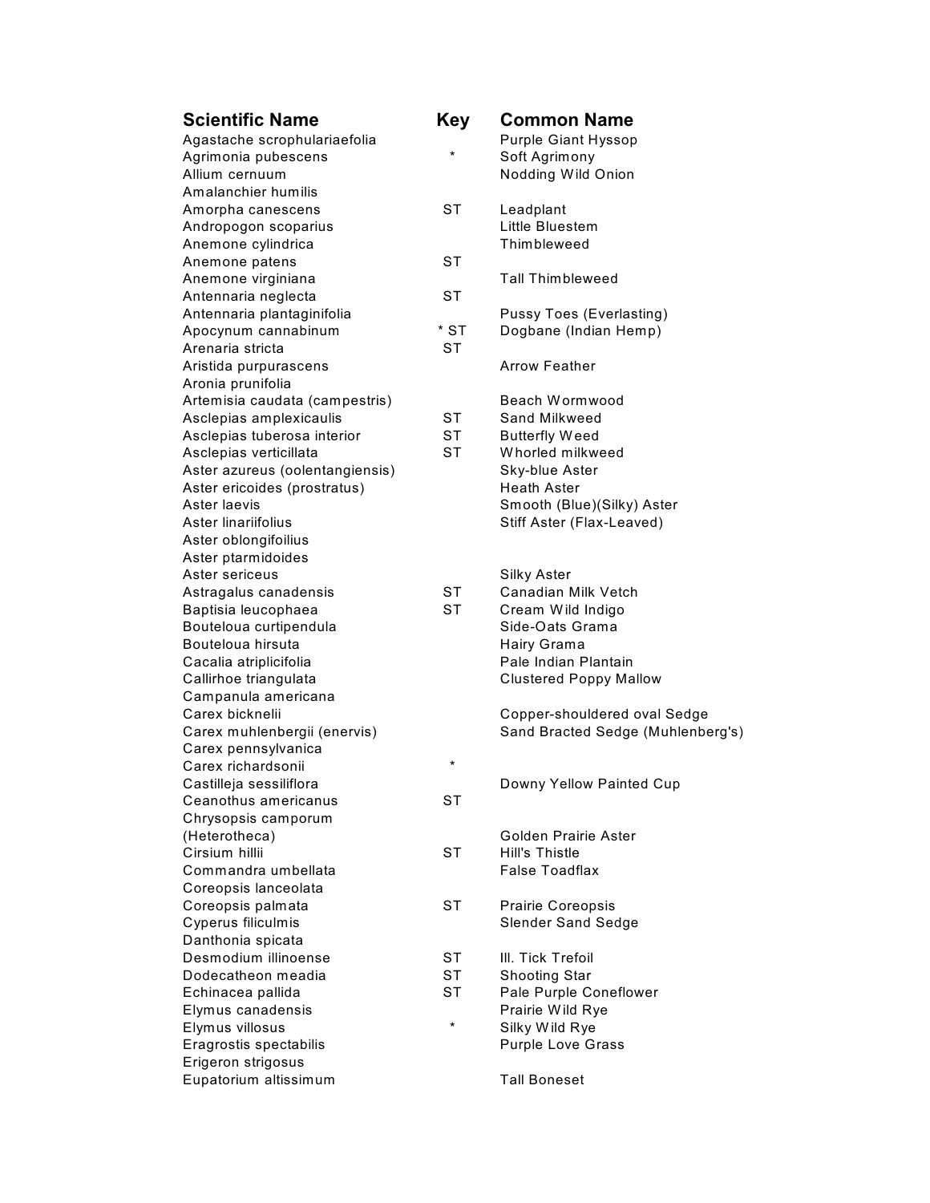| Scientific Name | Key | Common Name |
|---|---|---|
| Agastache scrophulariaefolia | | Purple Giant Hyssop |
| Agrimonia pubescens | * | Soft Agrimony |
| Allium cernuum | | Nodding Wild Onion |
| Amalanchier humilis | | |
| Amorpha canescens | ST | Leadplant |
| Andropogon scoparius | | Little Bluestem |
| Anemone cylindrica | | Thimbleweed |
| Anemone patens | ST | |
| Anemone virginiana | | Tall Thimbleweed |
| Antennaria neglecta | ST | |
| Antennaria plantaginifolia | | Pussy Toes (Everlasting) |
| Apocynum cannabinum | * ST | Dogbane (Indian Hemp) |
| Arenaria stricta | ST | |
| Aristida purpurascens | | Arrow Feather |
| Aronia prunifolia | | |
| Artemisia caudata (campestris) | | Beach Wormwood |
| Asclepias amplexicaulis | ST | Sand Milkweed |
| Asclepias tuberosa interior | ST | Butterfly Weed |
| Asclepias verticillata | ST | Whorled milkweed |
| Aster azureus (oolentangiensis) | | Sky-blue Aster |
| Aster ericoides (prostratus) | | Heath Aster |
| Aster laevis | | Smooth (Blue)(Silky) Aster |
| Aster linariifolius | | Stiff Aster (Flax-Leaved) |
| Aster oblongifoilius | | |
| Aster ptarmidoides | | |
| Aster sericeus | | Silky Aster |
| Astragalus canadensis | ST | Canadian Milk Vetch |
| Baptisia leucophaea | ST | Cream Wild Indigo |
| Bouteloua curtipendula | | Side-Oats Grama |
| Bouteloua hirsuta | | Hairy Grama |
| Cacalia atriplicifolia | | Pale Indian Plantain |
| Callirhoe triangulata | | Clustered Poppy Mallow |
| Campanula americana | | |
| Carex bicknelii | | Copper-shouldered oval Sedge |
| Carex muhlenbergii (enervis) | | Sand Bracted Sedge (Muhlenberg's) |
| Carex pennsylvanica | | |
| Carex richardsonii | * | |
| Castilleja sessiliflora | | Downy Yellow Painted Cup |
| Ceanothus americanus | ST | |
| Chrysopsis camporum (Heterotheca) | | Golden Prairie Aster |
| Cirsium hillii | ST | Hill's Thistle |
| Commandra umbellata | | False Toadflax |
| Coreopsis lanceolata | | |
| Coreopsis palmata | ST | Prairie Coreopsis |
| Cyperus filiculmis | | Slender Sand Sedge |
| Danthonia spicata | | |
| Desmodium illinoense | ST | Ill. Tick Trefoil |
| Dodecatheon meadia | ST | Shooting Star |
| Echinacea pallida | ST | Pale Purple Coneflower |
| Elymus canadensis | | Prairie Wild Rye |
| Elymus villosus | * | Silky Wild Rye |
| Eragrostis spectabilis | | Purple Love Grass |
| Erigeron strigosus | | |
| Eupatorium altissimum | | Tall Boneset |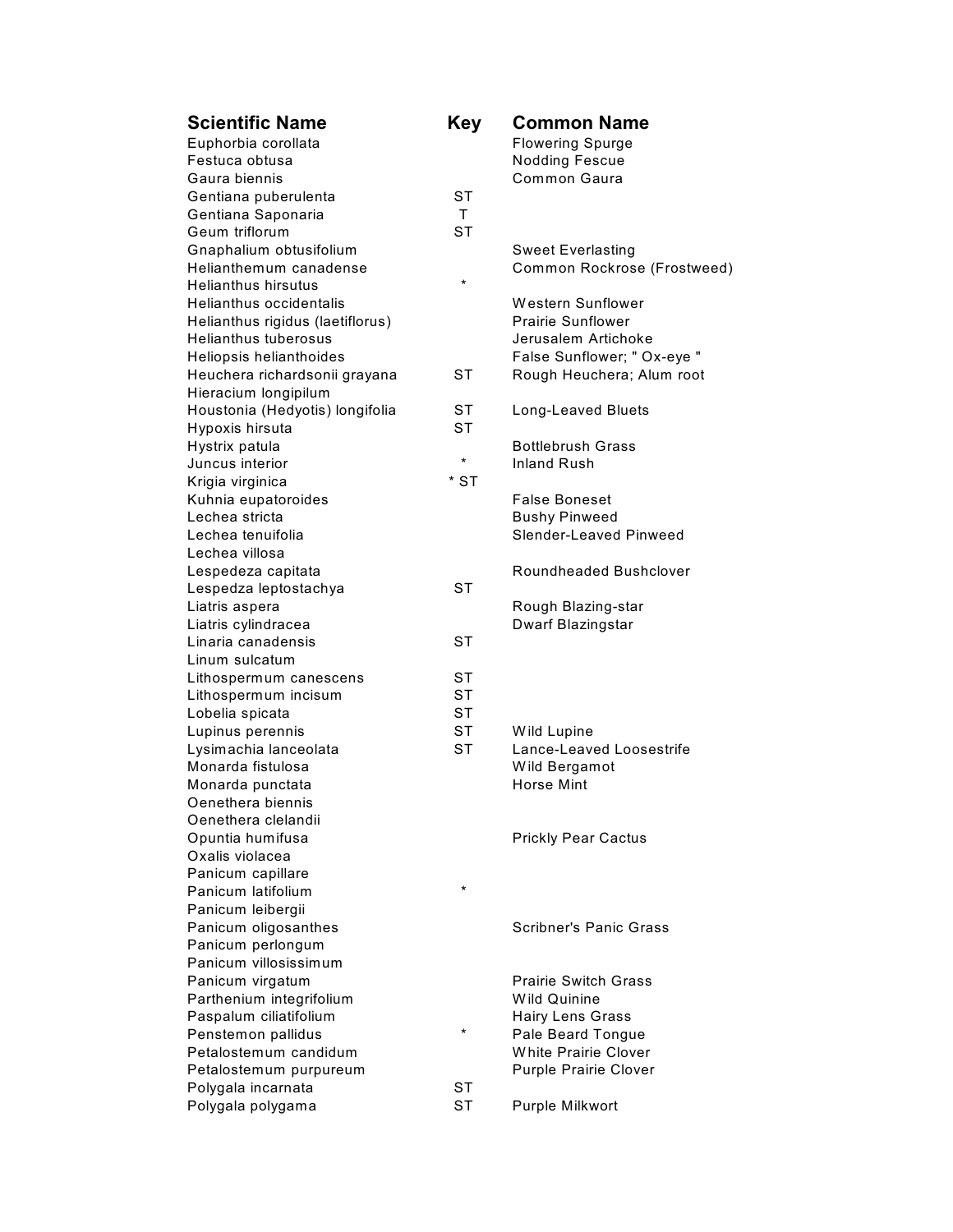| Scientific Name | Key | Common Name |
|---|---|---|
| Euphorbia corollata | | Flowering Spurge |
| Festuca obtusa | | Nodding Fescue |
| Gaura biennis | | Common Gaura |
| Gentiana puberulenta | ST | |
| Gentiana Saponaria | T | |
| Geum triflorum | ST | |
| Gnaphalium obtusifolium | | Sweet Everlasting |
| Helianthemum canadense | | Common Rockrose (Frostweed) |
| Helianthus hirsutus | * | |
| Helianthus occidentalis | | Western Sunflower |
| Helianthus rigidus (laetiflorus) | | Prairie Sunflower |
| Helianthus tuberosus | | Jerusalem Artichoke |
| Heliopsis helianthoides | | False Sunflower; " Ox-eye " |
| Heuchera richardsonii grayana | ST | Rough Heuchera; Alum root |
| Hieracium longipilum | | |
| Houstonia (Hedyotis) longifolia | ST | Long-Leaved Bluets |
| Hypoxis hirsuta | ST | |
| Hystrix patula | | Bottlebrush Grass |
| Juncus interior | * | Inland Rush |
| Krigia virginica | * ST | |
| Kuhnia eupatoroides | | False Boneset |
| Lechea stricta | | Bushy Pinweed |
| Lechea tenuifolia | | Slender-Leaved Pinweed |
| Lechea villosa | | |
| Lespedeza capitata | | Roundheaded Bushclover |
| Lespedza leptostachya | ST | |
| Liatris aspera | | Rough Blazing-star |
| Liatris cylindracea | | Dwarf Blazingstar |
| Linaria canadensis | ST | |
| Linum sulcatum | | |
| Lithospermum canescens | ST | |
| Lithospermum incisum | ST | |
| Lobelia spicata | ST | |
| Lupinus perennis | ST | Wild Lupine |
| Lysimachia lanceolata | ST | Lance-Leaved Loosestrife |
| Monarda fistulosa | | Wild Bergamot |
| Monarda punctata | | Horse Mint |
| Oenethera biennis | | |
| Oenethera clelandii | | |
| Opuntia humifusa | | Prickly Pear Cactus |
| Oxalis violacea | | |
| Panicum capillare | | |
| Panicum latifolium | * | |
| Panicum leibergii | | |
| Panicum oligosanthes | | Scribner's Panic Grass |
| Panicum perlongum | | |
| Panicum villosissimum | | |
| Panicum virgatum | | Prairie Switch Grass |
| Parthenium integrifolium | | Wild Quinine |
| Paspalum ciliatifolium | | Hairy Lens Grass |
| Penstemon pallidus | * | Pale Beard Tongue |
| Petalostemum candidum | | White Prairie Clover |
| Petalostemum purpureum | | Purple Prairie Clover |
| Polygala incarnata | ST | |
| Polygala polygama | ST | Purple Milkwort |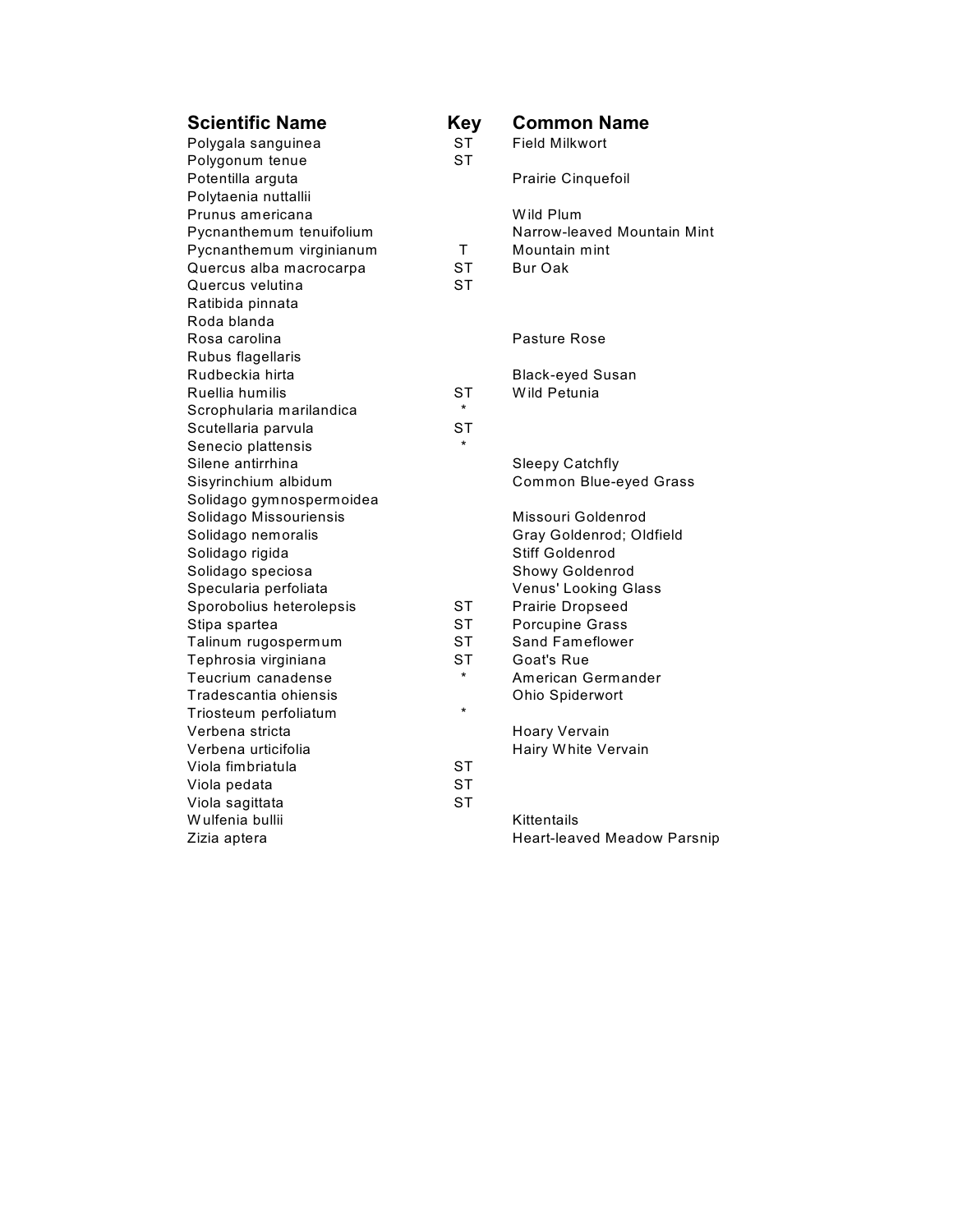| Scientific Name | Key | Common Name |
| --- | --- | --- |
| Polygala sanguinea | ST | Field Milkwort |
| Polygonum tenue | ST | |
| Potentilla arguta | | Prairie Cinquefoil |
| Polytaenia nuttallii | | |
| Prunus americana | | Wild Plum |
| Pycnanthemum tenuifolium | | Narrow-leaved Mountain Mint |
| Pycnanthemum virginianum | T | Mountain mint |
| Quercus alba macrocarpa | ST | Bur Oak |
| Quercus velutina | ST | |
| Ratibida pinnata | | |
| Roda blanda | | |
| Rosa carolina | | Pasture Rose |
| Rubus flagellaris | | |
| Rudbeckia hirta | | Black-eyed Susan |
| Ruellia humilis | ST | Wild Petunia |
| Scrophularia marilandica | * | |
| Scutellaria parvula | ST | |
| Senecio plattensis | * | |
| Silene antirrhina | | Sleepy Catchfly |
| Sisyrinchium albidum | | Common Blue-eyed Grass |
| Solidago gymnospermoidea | | |
| Solidago Missouriensis | | Missouri Goldenrod |
| Solidago nemoralis | | Gray Goldenrod; Oldfield |
| Solidago rigida | | Stiff Goldenrod |
| Solidago speciosa | | Showy Goldenrod |
| Specularia perfoliata | | Venus' Looking Glass |
| Sporobolius heterolepsis | ST | Prairie Dropseed |
| Stipa spartea | ST | Porcupine Grass |
| Talinum rugospermum | ST | Sand Fameflower |
| Tephrosia virginiana | ST | Goat's Rue |
| Teucrium canadense | * | American Germander |
| Tradescantia ohiensis | | Ohio Spiderwort |
| Triosteum perfoliatum | * | |
| Verbena stricta | | Hoary Vervain |
| Verbena urticifolia | | Hairy White Vervain |
| Viola fimbriatula | ST | |
| Viola pedata | ST | |
| Viola sagittata | ST | |
| Wulfenia bullii | | Kittentails |
| Zizia aptera | | Heart-leaved Meadow Parsnip |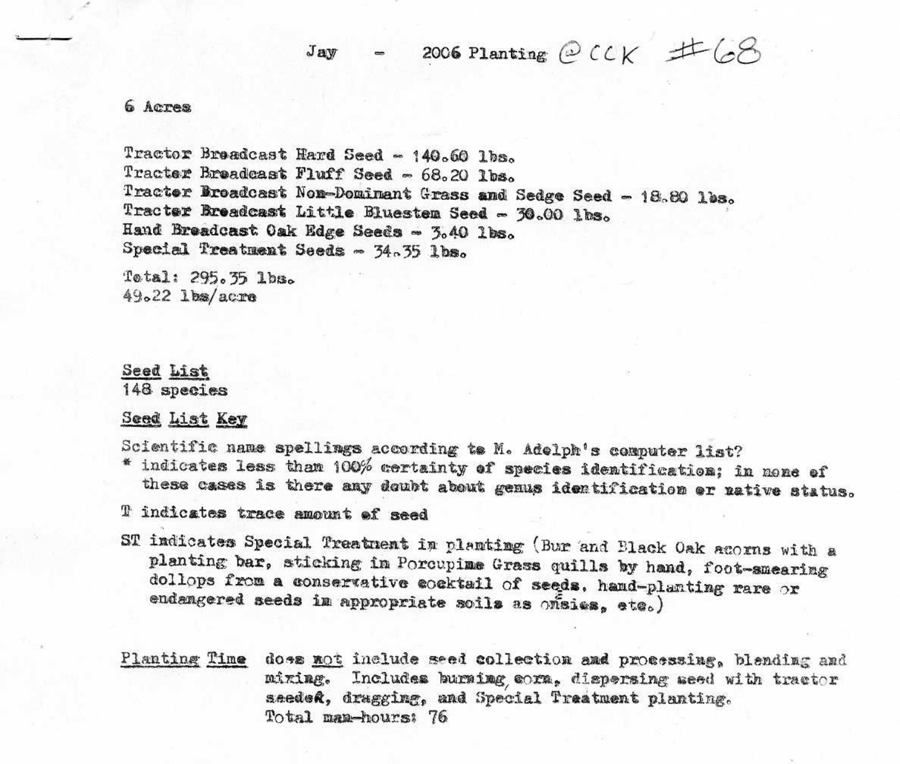Jay - 2006 Planting @ CCK #68

6 Acres

Tractor Broadcast Hard Seed - 140.60 lbs.
Tracter Broadcast Fluff Seed - 68.20 lbs.
Tracter Broadcast Non-Dominant Grass and Sedge Seed - 18.80 lbs.
Tracter Broadcast Little Bluestem Seed - 30.00 lbs.
Hand Broadcast Oak Edge Seeds - 3.40 lbs.
Special Treatment Seeds - 34.35 lbs.

Total: 295.35 lbs.
49.22 lbs/acre

<u>Seed List</u>
148 species

<u>Seed List Key</u>

Scientific name spellings according to M. Adelph's computer list?
* indicates less than 100% certainty of species identification; in none of these cases is there any doubt about genus identification or native status.

T indicates trace amount of seed

ST indicates Special Treatment in planting (Bur and Black Oak acorns with a planting bar, sticking in Porcupine Grass quills by hand, foot-smearing dollops from a conservative cocktail of seeds, hand-planting rare or endangered seeds in appropriate soils as onsies, etc.)

<u>Planting Time</u> does <u>not</u> include seed collection and processing, blending and mixing. Includes burning corn, dispersing seed with tractor seeder, dragging, and Special Treatment planting.
Total man-hours: 76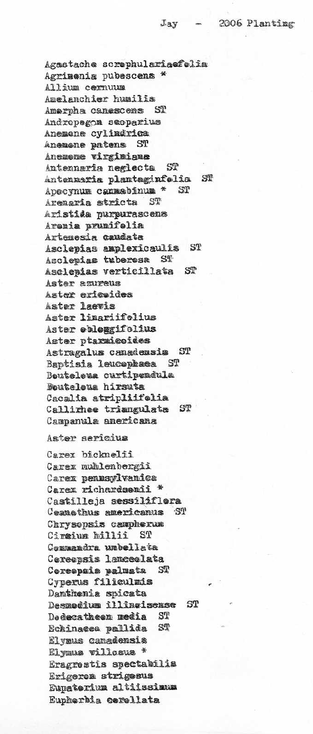Jay - 2006 Planting

Agastache scrophulariaefolia
Agrimonia pubescens *
Allium cernuum
Amelanchier humilis
Amorpha canescens ST
Andropogon scoparius
Anemone cylindrica
Anemone patens ST
Anemone virginiana
Antennaria neglecta ST
Antennaria plantaginfolia ST
Apocynum cannabinum * ST
Arenaria stricta ST
Aristida purpurascens
Aronia prunifolia
Artemesia caudata
Asclepias amplexicaulis ST
Asclepias tuberosa ST
Asclepias verticillata ST
Aster azureus
Aster ericoides
Aster laevis
Aster linariifolius
Aster oblongifolius
Aster ptarmicoides
Astragalus canadensis ST
Baptisia leucophaea ST
Bouteloua curtipendula
Bouteloua hirsuta
Cacalia atripliifolia
Callirhoe triangulata ST
Campanula americana

Aster sericius

Carex bicknelii
Carex muhlenbergii
Carex pennsylvanica
Carex richardsonii *
Castilleja sessiliflora
Ceanothus americanus ST
Chrysopsis camphorum
Cirsium hillii ST
Comandra umbellata
Coreopsis lanceolata
Coreopsis palmata ST
Cyperus filiculmis
Danthonia spicata
Desmodium illinoisense ST
Dodecatheon media ST
Echinacea pallida ST
Elymus canadensis
Elymus villosus *
Eragrostis spectabilis
Erigeron strigosus
Eupatorium altiissimum
Euphorbia corollata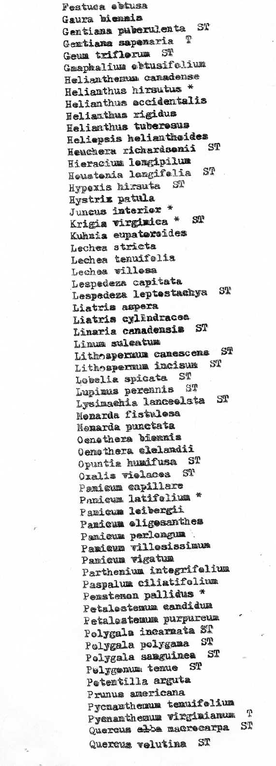Festuca obtusa
Gaura biennis
Gentiana puberulenta ST
Gentiana saponaria T
Geum triflorum ST
Gnaphalium obtusifolium
Helianthemum canadense
Helianthus hirsutus *
Helianthus occidentalis
Helianthus rigidus
Helianthus tuberosus
Heliopsis helianthoides
Heuchera richardsonii ST
Hieracium longipilum
Houstonia longifolia ST
Hypoxis hirsuta ST
Hystrix patula
Juncus interior *
Krigia virginica * ST
Kuhnia eupatoroides
Lechea stricta
Lechea tenuifolia
Lechea villosa
Lespedeza capitata
Lespedeza leptostachya ST
Liatris aspera
Liatris cylindracea
Linaria canadensis ST
Linum sulcatum
Lithospermum canescens ST
Lithospermum incisum ST
Lobelia spicata ST
Lupinus perennis ST
Lysimachia lanceolata ST
Monarda fistulosa
Monarda punctata
Oenothera biennis
Oenothera clelandii
Opuntia humifusa ST
Oxalis violacea ST
Panicum capillare
Panicum latifolium *
Panicum leibergii
Panicum oligosanthes
Panicum perlongum
Panicum villosissimum
Panicum virgatum
Parthenium integrifolium
Paspalum ciliatifolium
Penstemon pallidus *
Petalostemum candidum
Petalostemum purpureum
Polygala incarnata ST
Polygala polygama ST
Polygala sanguinea ST
Polygonum tenue ST
Potentilla arguta
Prunus americana
Pycnanthemum tenuifolium
Pycnanthemum virginianum T
Quercus alba macrocarpa ST
Quercus velutina ST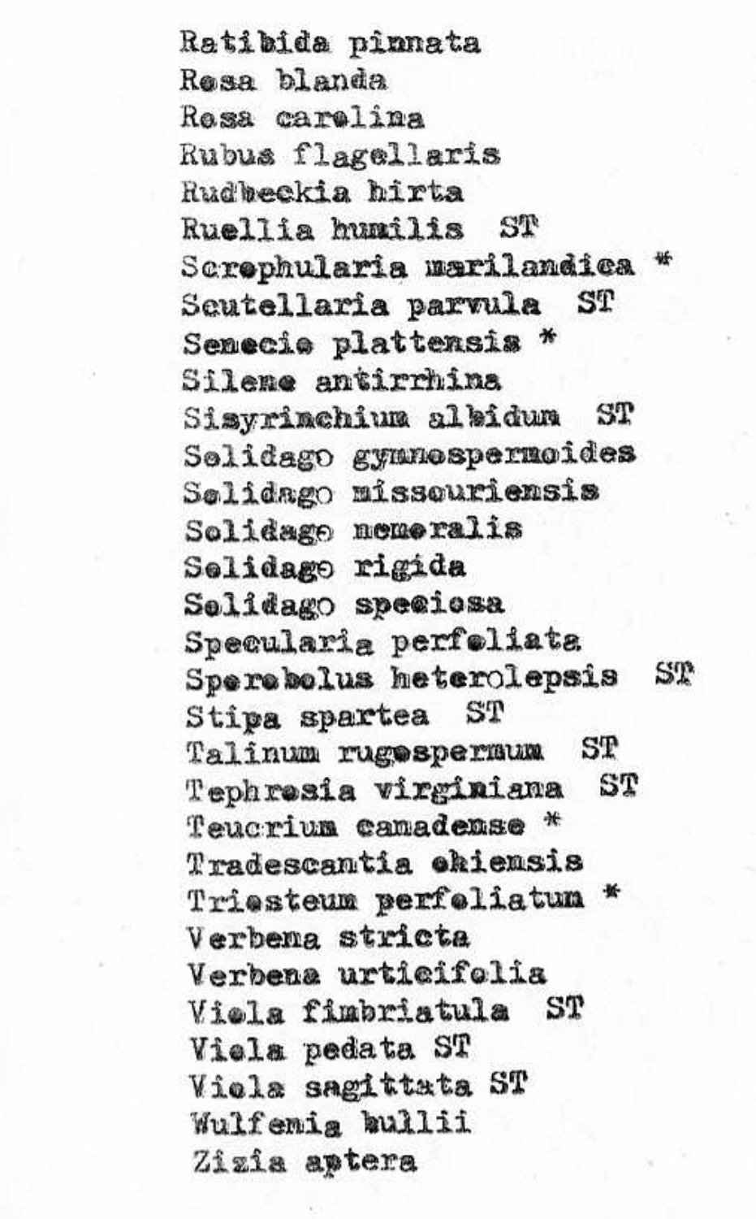Ratibida pinnata
Rosa blanda
Rosa carolina
Rubus flagellaris
Rudbeckia hirta
Ruellia humilis ST
Scrophularia marilandica *
Scutellaria parvula ST
Senecio plattensis *
Silene antirrhina
Sisyrinchium albidum ST
Solidago gymnospermoides
Solidago missouriensis
Solidago nemoralis
Solidago rigida
Solidago speciosa
Specularia perfoliata
Sporobolus heterolepsis ST
Stipa spartea ST
Talinum rugospermum ST
Tephrosia virginiana ST
Teucrium canadense *
Tradescantia ohiensis
Triosteum perfoliatum *
Verbena stricta
Verbena urticifolia
Viola fimbriatula ST
Viola pedata ST
Viola sagittata ST
Wulfenia bullii
Zizia aptera